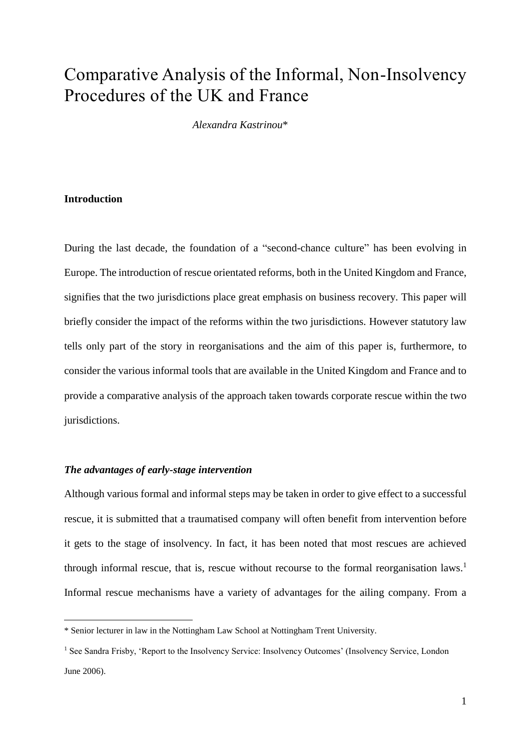# Comparative Analysis of the Informal, Non-Insolvency Procedures of the UK and France

*Alexandra Kastrinou**

### Introduction

During the last decade, the foundation of a "second-chance culture" has been evolving in Europe. The introduction of rescue orientated reforms, both in the United Kingdom and France, signifies that the two jurisdictions place great emphasis on business recovery. This paper will briefly consider the impact of the reforms within the two jurisdictions. However statutory law tells only part of the story in reorganisations and the aim of this paper is, furthermore, to consider the various informal tools that are available in the United Kingdom and France and to provide a comparative analysis of the approach taken towards corporate rescue within the two jurisdictions.

#### *The advantages of early-stage intervention*

Although various formal and informal steps may be taken in order to give effect to a successful rescue, it is submitted that a traumatised company will often benefit from intervention before it gets to the stage of insolvency. In fact, it has been noted that most rescues are achieved through informal rescue, that is, rescue without recourse to the formal reorganisation laws.[1] Informal rescue mechanisms have a variety of advantages for the ailing company. From a

---

\* Senior lecturer in law in the Nottingham Law School at Nottingham Trent University.

[1] See Sandra Frisby, 'Report to the Insolvency Service: Insolvency Outcomes' (Insolvency Service, London June 2006).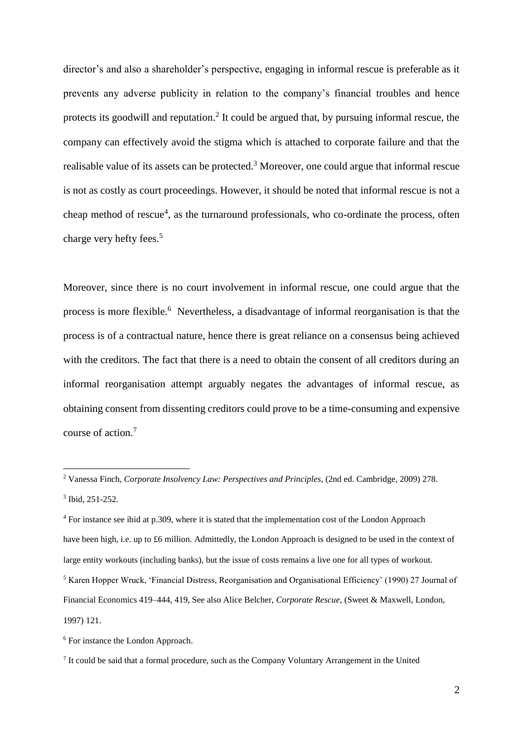director's and also a shareholder's perspective, engaging in informal rescue is preferable as it prevents any adverse publicity in relation to the company's financial troubles and hence protects its goodwill and reputation.[2] It could be argued that, by pursuing informal rescue, the company can effectively avoid the stigma which is attached to corporate failure and that the realisable value of its assets can be protected.[3] Moreover, one could argue that informal rescue is not as costly as court proceedings. However, it should be noted that informal rescue is not a cheap method of rescue[4], as the turnaround professionals, who co-ordinate the process, often charge very hefty fees.[5]

Moreover, since there is no court involvement in informal rescue, one could argue that the process is more flexible.[6] Nevertheless, a disadvantage of informal reorganisation is that the process is of a contractual nature, hence there is great reliance on a consensus being achieved with the creditors. The fact that there is a need to obtain the consent of all creditors during an informal reorganisation attempt arguably negates the advantages of informal rescue, as obtaining consent from dissenting creditors could prove to be a time-consuming and expensive course of action.[7]

---

[2] Vanessa Finch, *Corporate Insolvency Law: Perspectives and Principles*, (2nd ed. Cambridge, 2009) 278.

[3] Ibid, 251-252.

[4] For instance see ibid at p.309, where it is stated that the implementation cost of the London Approach have been high, i.e. up to £6 million. Admittedly, the London Approach is designed to be used in the context of large entity workouts (including banks), but the issue of costs remains a live one for all types of workout.

[5] Karen Hopper Wruck, 'Financial Distress, Reorganisation and Organisational Efficiency' (1990) 27 Journal of Financial Economics 419–444, 419, See also Alice Belcher, *Corporate Rescue,* (Sweet & Maxwell, London, 1997) 121.

[6] For instance the London Approach.

[7] It could be said that a formal procedure, such as the Company Voluntary Arrangement in the United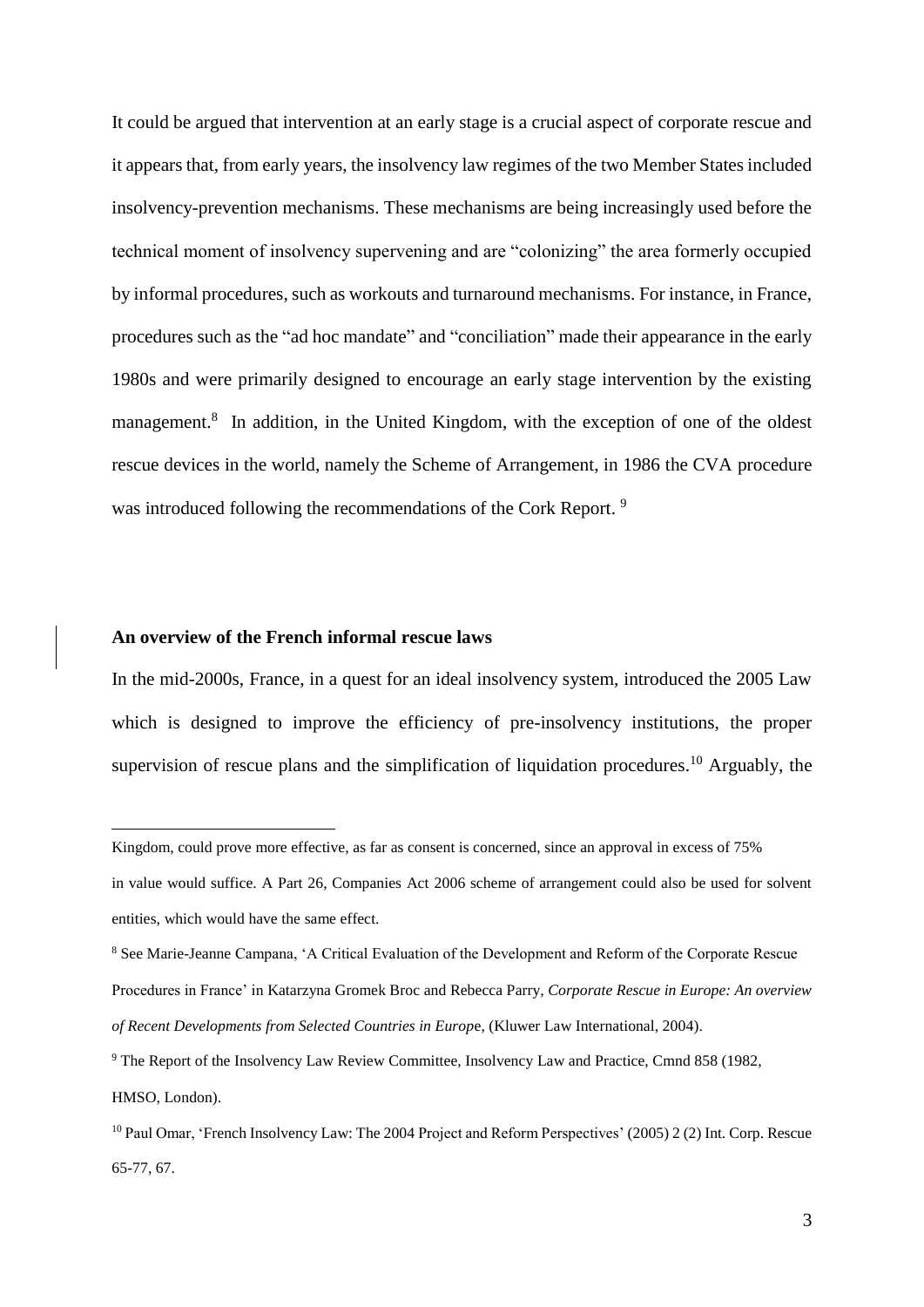It could be argued that intervention at an early stage is a crucial aspect of corporate rescue and it appears that, from early years, the insolvency law regimes of the two Member States included insolvency-prevention mechanisms. These mechanisms are being increasingly used before the technical moment of insolvency supervening and are "colonizing" the area formerly occupied by informal procedures, such as workouts and turnaround mechanisms. For instance, in France, procedures such as the "ad hoc mandate" and "conciliation" made their appearance in the early 1980s and were primarily designed to encourage an early stage intervention by the existing management.[8] In addition, in the United Kingdom, with the exception of one of the oldest rescue devices in the world, namely the Scheme of Arrangement, in 1986 the CVA procedure was introduced following the recommendations of the Cork Report. [9]

**An overview of the French informal rescue laws**

In the mid-2000s, France, in a quest for an ideal insolvency system, introduced the 2005 Law which is designed to improve the efficiency of pre-insolvency institutions, the proper supervision of rescue plans and the simplification of liquidation procedures.[10] Arguably, the

---

Kingdom, could prove more effective, as far as consent is concerned, since an approval in excess of 75% in value would suffice. A Part 26, Companies Act 2006 scheme of arrangement could also be used for solvent entities, which would have the same effect.

[8] See Marie-Jeanne Campana, 'A Critical Evaluation of the Development and Reform of the Corporate Rescue Procedures in France' in Katarzyna Gromek Broc and Rebecca Parry, *Corporate Rescue in Europe: An overview of Recent Developments from Selected Countries in Europe*, (Kluwer Law International, 2004).

[9] The Report of the Insolvency Law Review Committee, Insolvency Law and Practice, Cmnd 858 (1982, HMSO, London).

[10] Paul Omar, 'French Insolvency Law: The 2004 Project and Reform Perspectives' (2005) 2 (2) Int. Corp. Rescue 65-77, 67.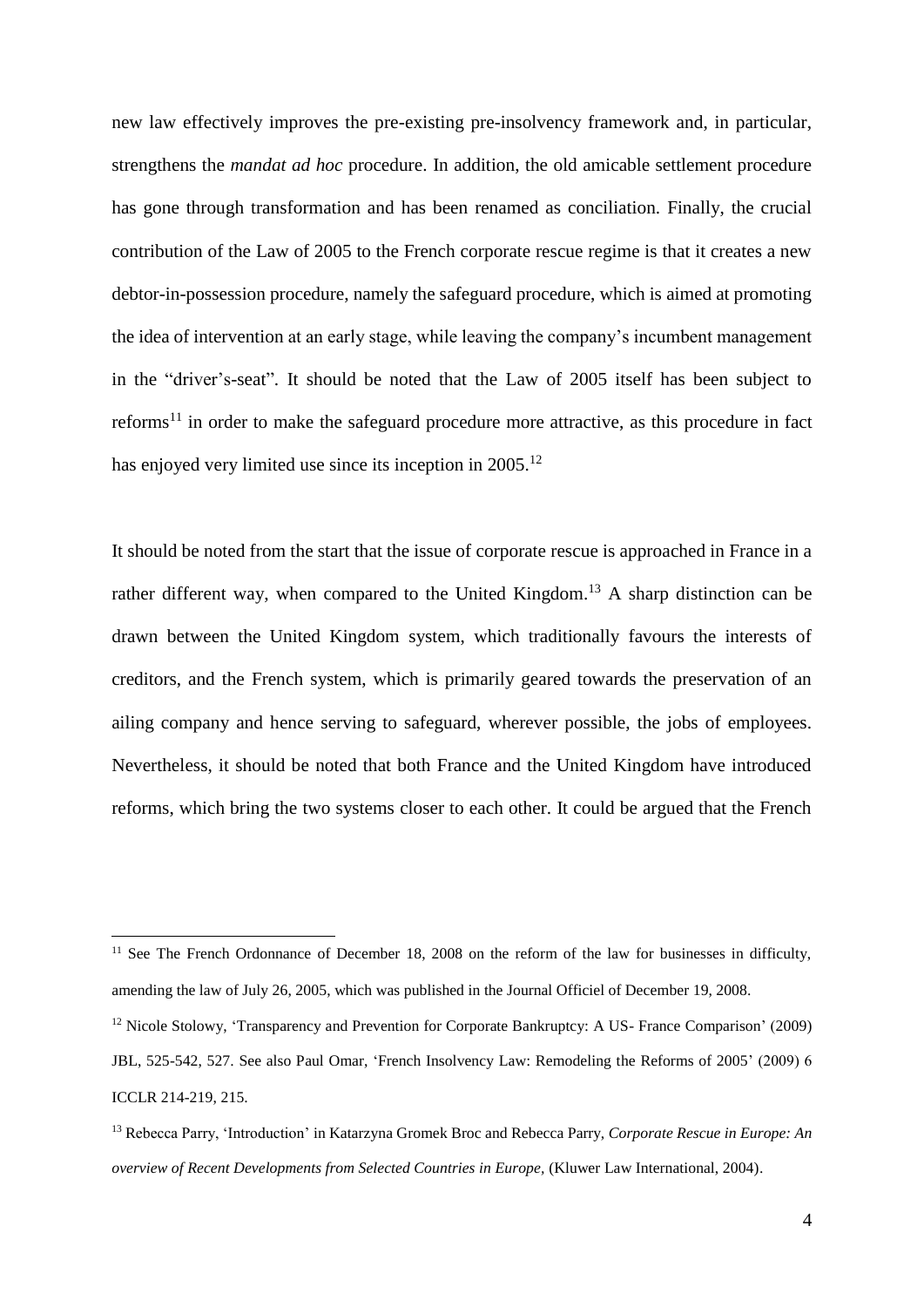new law effectively improves the pre-existing pre-insolvency framework and, in particular, strengthens the *mandat ad hoc* procedure. In addition, the old amicable settlement procedure has gone through transformation and has been renamed as conciliation. Finally, the crucial contribution of the Law of 2005 to the French corporate rescue regime is that it creates a new debtor-in-possession procedure, namely the safeguard procedure, which is aimed at promoting the idea of intervention at an early stage, while leaving the company's incumbent management in the "driver's-seat". It should be noted that the Law of 2005 itself has been subject to reforms[11] in order to make the safeguard procedure more attractive, as this procedure in fact has enjoyed very limited use since its inception in 2005.[12]

It should be noted from the start that the issue of corporate rescue is approached in France in a rather different way, when compared to the United Kingdom.[13] A sharp distinction can be drawn between the United Kingdom system, which traditionally favours the interests of creditors, and the French system, which is primarily geared towards the preservation of an ailing company and hence serving to safeguard, wherever possible, the jobs of employees. Nevertheless, it should be noted that both France and the United Kingdom have introduced reforms, which bring the two systems closer to each other. It could be argued that the French

---

[11] See The French Ordonnance of December 18, 2008 on the reform of the law for businesses in difficulty, amending the law of July 26, 2005, which was published in the Journal Officiel of December 19, 2008.

[12] Nicole Stolowy, 'Transparency and Prevention for Corporate Bankruptcy: A US- France Comparison' (2009) JBL, 525-542, 527. See also Paul Omar, 'French Insolvency Law: Remodeling the Reforms of 2005' (2009) 6 ICCLR 214-219, 215.

[13] Rebecca Parry, 'Introduction' in Katarzyna Gromek Broc and Rebecca Parry, *Corporate Rescue in Europe: An overview of Recent Developments from Selected Countries in Europe,* (Kluwer Law International, 2004).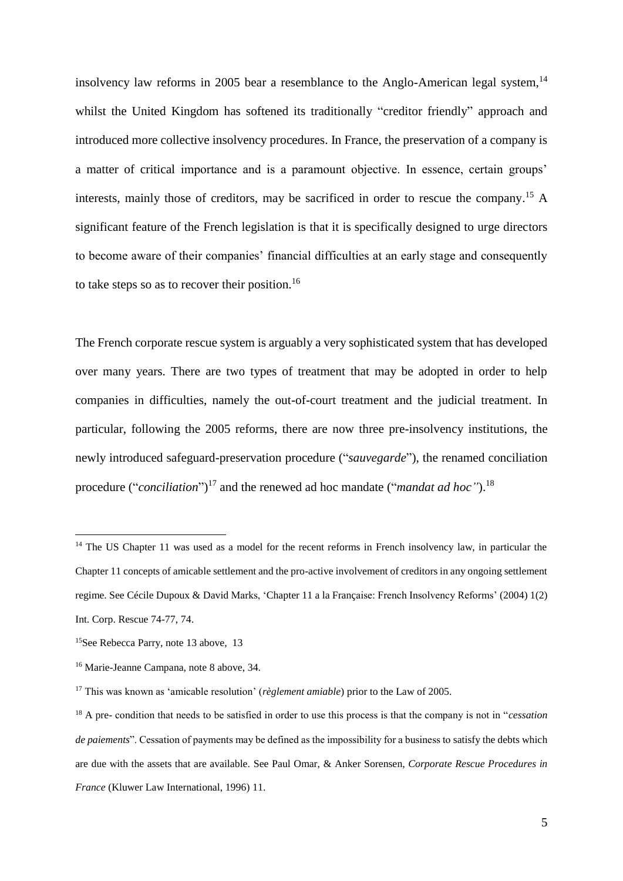insolvency law reforms in 2005 bear a resemblance to the Anglo-American legal system,[14] whilst the United Kingdom has softened its traditionally "creditor friendly" approach and introduced more collective insolvency procedures. In France, the preservation of a company is a matter of critical importance and is a paramount objective. In essence, certain groups' interests, mainly those of creditors, may be sacrificed in order to rescue the company.[15] A significant feature of the French legislation is that it is specifically designed to urge directors to become aware of their companies' financial difficulties at an early stage and consequently to take steps so as to recover their position.[16]

The French corporate rescue system is arguably a very sophisticated system that has developed over many years. There are two types of treatment that may be adopted in order to help companies in difficulties, namely the out-of-court treatment and the judicial treatment. In particular, following the 2005 reforms, there are now three pre-insolvency institutions, the newly introduced safeguard-preservation procedure ("*sauvegarde*"), the renamed conciliation procedure ("*conciliation*")[17] and the renewed ad hoc mandate ("*mandat ad hoc"*).[18]

---

[14] The US Chapter 11 was used as a model for the recent reforms in French insolvency law, in particular the Chapter 11 concepts of amicable settlement and the pro-active involvement of creditors in any ongoing settlement regime. See Cécile Dupoux & David Marks, 'Chapter 11 a la Française: French Insolvency Reforms' (2004) 1(2) Int. Corp. Rescue 74-77, 74.

[15] See Rebecca Parry, note 13 above, 13

[16] Marie-Jeanne Campana, note 8 above, 34.

[17] This was known as 'amicable resolution' (*règlement amiable*) prior to the Law of 2005.

[18] A pre- condition that needs to be satisfied in order to use this process is that the company is not in "*cessation de paiements*". Cessation of payments may be defined as the impossibility for a business to satisfy the debts which are due with the assets that are available. See Paul Omar, & Anker Sorensen, *Corporate Rescue Procedures in France* (Kluwer Law International, 1996) 11.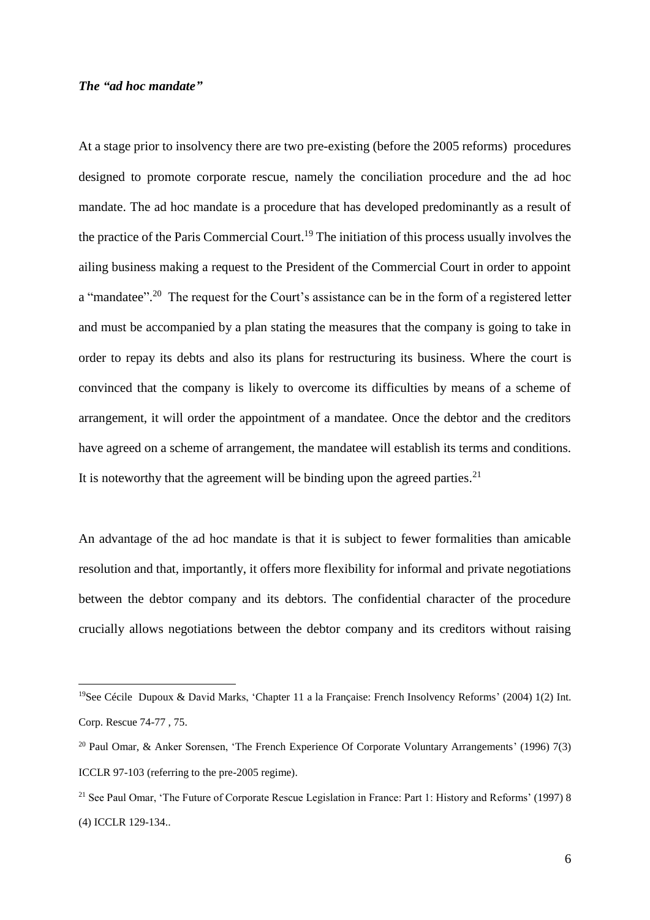***The "ad hoc mandate"***

At a stage prior to insolvency there are two pre-existing (before the 2005 reforms) procedures designed to promote corporate rescue, namely the conciliation procedure and the ad hoc mandate. The ad hoc mandate is a procedure that has developed predominantly as a result of the practice of the Paris Commercial Court.[19] The initiation of this process usually involves the ailing business making a request to the President of the Commercial Court in order to appoint a "mandatee".[20] The request for the Court's assistance can be in the form of a registered letter and must be accompanied by a plan stating the measures that the company is going to take in order to repay its debts and also its plans for restructuring its business. Where the court is convinced that the company is likely to overcome its difficulties by means of a scheme of arrangement, it will order the appointment of a mandatee. Once the debtor and the creditors have agreed on a scheme of arrangement, the mandatee will establish its terms and conditions. It is noteworthy that the agreement will be binding upon the agreed parties.[21]

An advantage of the ad hoc mandate is that it is subject to fewer formalities than amicable resolution and that, importantly, it offers more flexibility for informal and private negotiations between the debtor company and its debtors. The confidential character of the procedure crucially allows negotiations between the debtor company and its creditors without raising

---

[19] See Cécile Dupoux & David Marks, 'Chapter 11 a la Française: French Insolvency Reforms' (2004) 1(2) Int. Corp. Rescue 74-77 , 75.

[20] Paul Omar, & Anker Sorensen, 'The French Experience Of Corporate Voluntary Arrangements' (1996) 7(3) ICCLR 97-103 (referring to the pre-2005 regime).

[21] See Paul Omar, 'The Future of Corporate Rescue Legislation in France: Part 1: History and Reforms' (1997) 8 (4) ICCLR 129-134..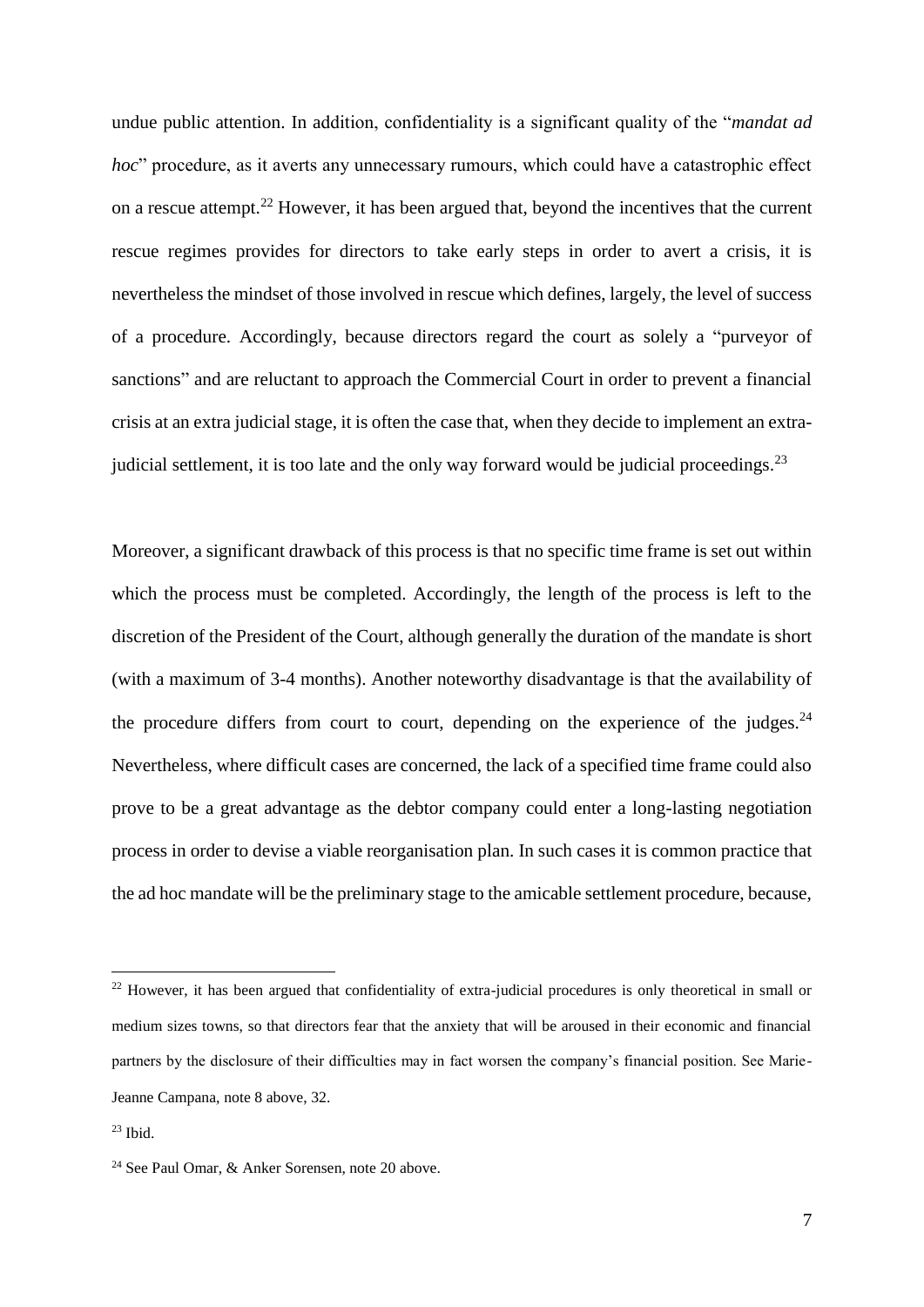undue public attention. In addition, confidentiality is a significant quality of the "*mandat ad hoc*" procedure, as it averts any unnecessary rumours, which could have a catastrophic effect on a rescue attempt.[22] However, it has been argued that, beyond the incentives that the current rescue regimes provides for directors to take early steps in order to avert a crisis, it is nevertheless the mindset of those involved in rescue which defines, largely, the level of success of a procedure. Accordingly, because directors regard the court as solely a "purveyor of sanctions" and are reluctant to approach the Commercial Court in order to prevent a financial crisis at an extra judicial stage, it is often the case that, when they decide to implement an extra-judicial settlement, it is too late and the only way forward would be judicial proceedings.[23]

Moreover, a significant drawback of this process is that no specific time frame is set out within which the process must be completed. Accordingly, the length of the process is left to the discretion of the President of the Court, although generally the duration of the mandate is short (with a maximum of 3-4 months). Another noteworthy disadvantage is that the availability of the procedure differs from court to court, depending on the experience of the judges.[24] Nevertheless, where difficult cases are concerned, the lack of a specified time frame could also prove to be a great advantage as the debtor company could enter a long-lasting negotiation process in order to devise a viable reorganisation plan. In such cases it is common practice that the ad hoc mandate will be the preliminary stage to the amicable settlement procedure, because,

---

[22] However, it has been argued that confidentiality of extra-judicial procedures is only theoretical in small or medium sizes towns, so that directors fear that the anxiety that will be aroused in their economic and financial partners by the disclosure of their difficulties may in fact worsen the company's financial position. See Marie-Jeanne Campana, note 8 above, 32.

[23] Ibid.

[24] See Paul Omar, & Anker Sorensen, note 20 above.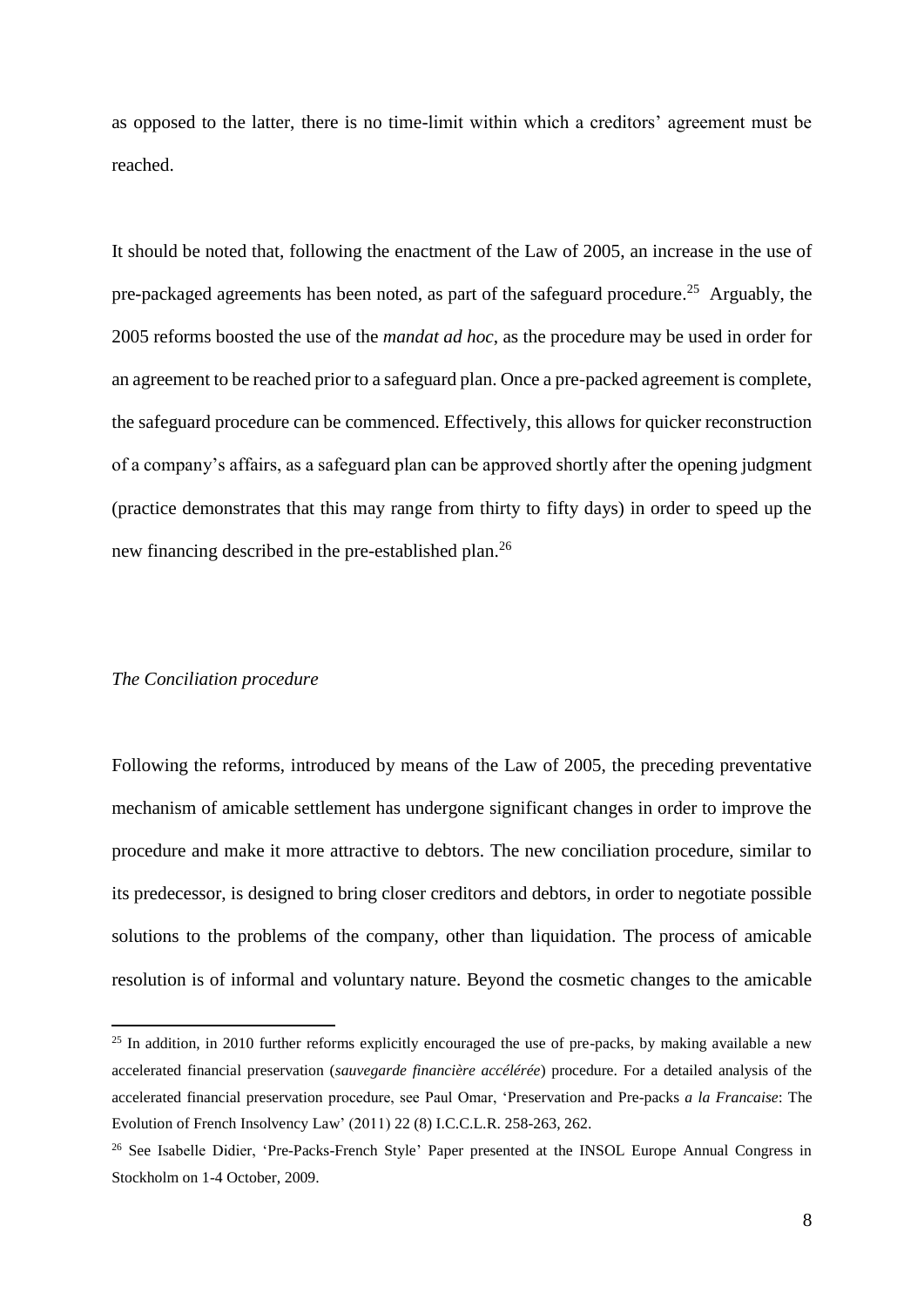as opposed to the latter, there is no time-limit within which a creditors' agreement must be reached.

It should be noted that, following the enactment of the Law of 2005, an increase in the use of pre-packaged agreements has been noted, as part of the safeguard procedure.[25] Arguably, the 2005 reforms boosted the use of the *mandat ad hoc*, as the procedure may be used in order for an agreement to be reached prior to a safeguard plan. Once a pre-packed agreement is complete, the safeguard procedure can be commenced. Effectively, this allows for quicker reconstruction of a company's affairs, as a safeguard plan can be approved shortly after the opening judgment (practice demonstrates that this may range from thirty to fifty days) in order to speed up the new financing described in the pre-established plan.[26]

### *The Conciliation procedure*

Following the reforms, introduced by means of the Law of 2005, the preceding preventative mechanism of amicable settlement has undergone significant changes in order to improve the procedure and make it more attractive to debtors. The new conciliation procedure, similar to its predecessor, is designed to bring closer creditors and debtors, in order to negotiate possible solutions to the problems of the company, other than liquidation. The process of amicable resolution is of informal and voluntary nature. Beyond the cosmetic changes to the amicable

---

[25] In addition, in 2010 further reforms explicitly encouraged the use of pre-packs, by making available a new accelerated financial preservation (*sauvegarde financière accélérée*) procedure. For a detailed analysis of the accelerated financial preservation procedure, see Paul Omar, 'Preservation and Pre-packs *a la Francaise*: The Evolution of French Insolvency Law' (2011) 22 (8) I.C.C.L.R. 258-263, 262.

[26] See Isabelle Didier, 'Pre-Packs-French Style' Paper presented at the INSOL Europe Annual Congress in Stockholm on 1-4 October, 2009.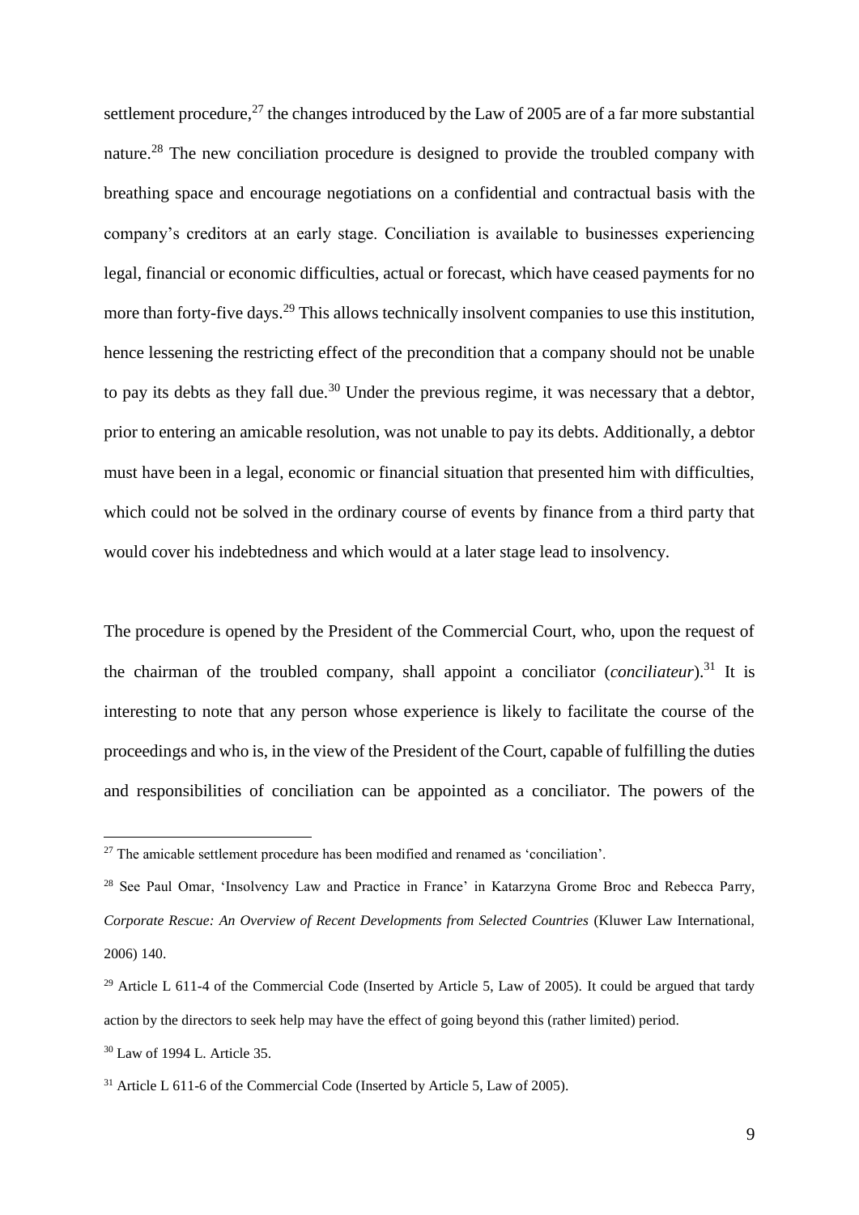settlement procedure,[27] the changes introduced by the Law of 2005 are of a far more substantial nature.[28] The new conciliation procedure is designed to provide the troubled company with breathing space and encourage negotiations on a confidential and contractual basis with the company's creditors at an early stage. Conciliation is available to businesses experiencing legal, financial or economic difficulties, actual or forecast, which have ceased payments for no more than forty-five days.[29] This allows technically insolvent companies to use this institution, hence lessening the restricting effect of the precondition that a company should not be unable to pay its debts as they fall due.[30] Under the previous regime, it was necessary that a debtor, prior to entering an amicable resolution, was not unable to pay its debts. Additionally, a debtor must have been in a legal, economic or financial situation that presented him with difficulties, which could not be solved in the ordinary course of events by finance from a third party that would cover his indebtedness and which would at a later stage lead to insolvency.

The procedure is opened by the President of the Commercial Court, who, upon the request of the chairman of the troubled company, shall appoint a conciliator (*conciliateur*).[31] It is interesting to note that any person whose experience is likely to facilitate the course of the proceedings and who is, in the view of the President of the Court, capable of fulfilling the duties and responsibilities of conciliation can be appointed as a conciliator. The powers of the

---

[27] The amicable settlement procedure has been modified and renamed as 'conciliation'.

[28] See Paul Omar, 'Insolvency Law and Practice in France' in Katarzyna Grome Broc and Rebecca Parry, *Corporate Rescue: An Overview of Recent Developments from Selected Countries* (Kluwer Law International, 2006) 140.

[29] Article L 611-4 of the Commercial Code (Inserted by Article 5, Law of 2005). It could be argued that tardy action by the directors to seek help may have the effect of going beyond this (rather limited) period.

[30] Law of 1994 L. Article 35.

[31] Article L 611-6 of the Commercial Code (Inserted by Article 5, Law of 2005).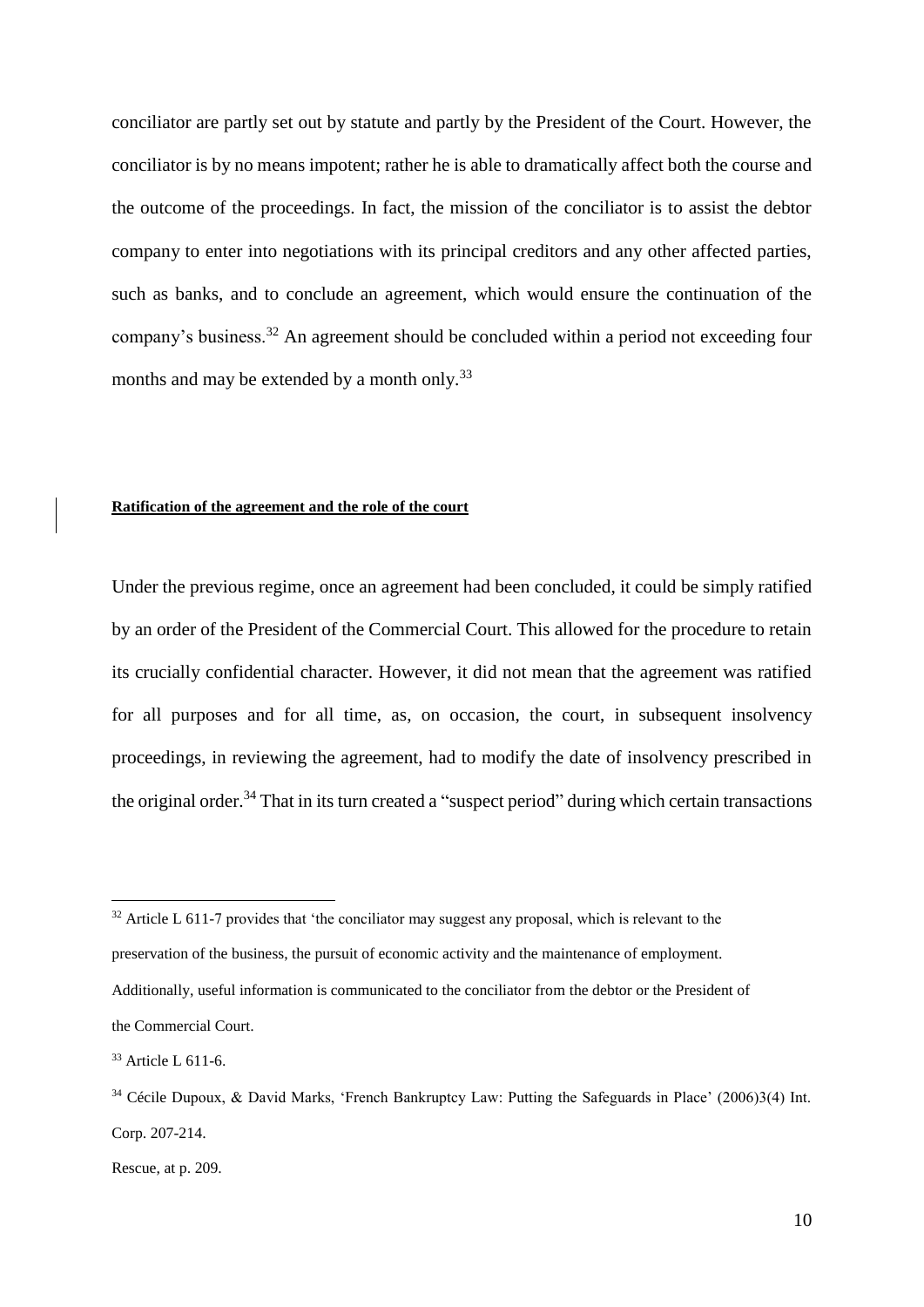conciliator are partly set out by statute and partly by the President of the Court. However, the conciliator is by no means impotent; rather he is able to dramatically affect both the course and the outcome of the proceedings. In fact, the mission of the conciliator is to assist the debtor company to enter into negotiations with its principal creditors and any other affected parties, such as banks, and to conclude an agreement, which would ensure the continuation of the company's business.[32] An agreement should be concluded within a period not exceeding four months and may be extended by a month only.[33]

**Ratification of the agreement and the role of the court**

Under the previous regime, once an agreement had been concluded, it could be simply ratified by an order of the President of the Commercial Court. This allowed for the procedure to retain its crucially confidential character. However, it did not mean that the agreement was ratified for all purposes and for all time, as, on occasion, the court, in subsequent insolvency proceedings, in reviewing the agreement, had to modify the date of insolvency prescribed in the original order.[34] That in its turn created a "suspect period" during which certain transactions

---

[32] Article L 611-7 provides that 'the conciliator may suggest any proposal, which is relevant to the preservation of the business, the pursuit of economic activity and the maintenance of employment. Additionally, useful information is communicated to the conciliator from the debtor or the President of the Commercial Court.

[33] Article L 611-6.

[34] Cécile Dupoux, & David Marks, 'French Bankruptcy Law: Putting the Safeguards in Place' (2006)3(4) Int. Corp. 207-214.

Rescue, at p. 209.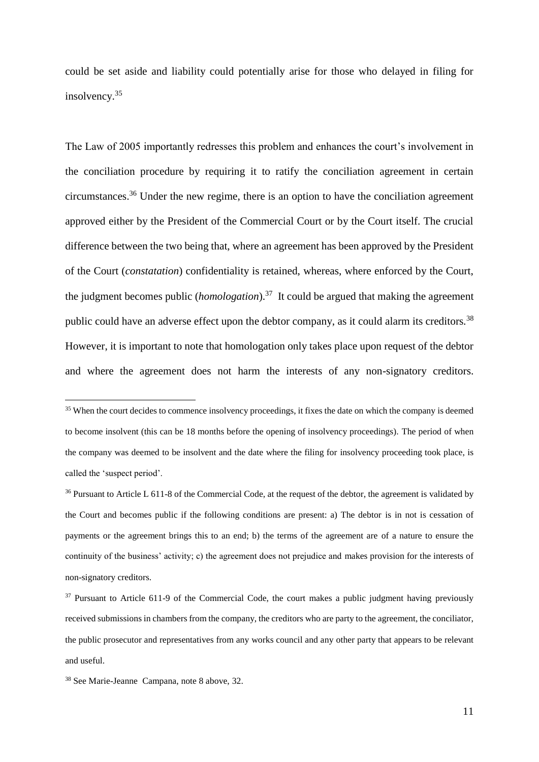could be set aside and liability could potentially arise for those who delayed in filing for insolvency.[35]

The Law of 2005 importantly redresses this problem and enhances the court's involvement in the conciliation procedure by requiring it to ratify the conciliation agreement in certain circumstances.[36] Under the new regime, there is an option to have the conciliation agreement approved either by the President of the Commercial Court or by the Court itself. The crucial difference between the two being that, where an agreement has been approved by the President of the Court (*constatation*) confidentiality is retained, whereas, where enforced by the Court, the judgment becomes public (*homologation*).[37] It could be argued that making the agreement public could have an adverse effect upon the debtor company, as it could alarm its creditors.[38] However, it is important to note that homologation only takes place upon request of the debtor and where the agreement does not harm the interests of any non-signatory creditors.

---

[35] When the court decides to commence insolvency proceedings, it fixes the date on which the company is deemed to become insolvent (this can be 18 months before the opening of insolvency proceedings). The period of when the company was deemed to be insolvent and the date where the filing for insolvency proceeding took place, is called the 'suspect period'.

[36] Pursuant to Article L 611-8 of the Commercial Code, at the request of the debtor, the agreement is validated by the Court and becomes public if the following conditions are present: a) The debtor is in not is cessation of payments or the agreement brings this to an end; b) the terms of the agreement are of a nature to ensure the continuity of the business' activity; c) the agreement does not prejudice and makes provision for the interests of non-signatory creditors.

[37] Pursuant to Article 611-9 of the Commercial Code, the court makes a public judgment having previously received submissions in chambers from the company, the creditors who are party to the agreement, the conciliator, the public prosecutor and representatives from any works council and any other party that appears to be relevant and useful.

[38] See Marie-Jeanne Campana, note 8 above, 32.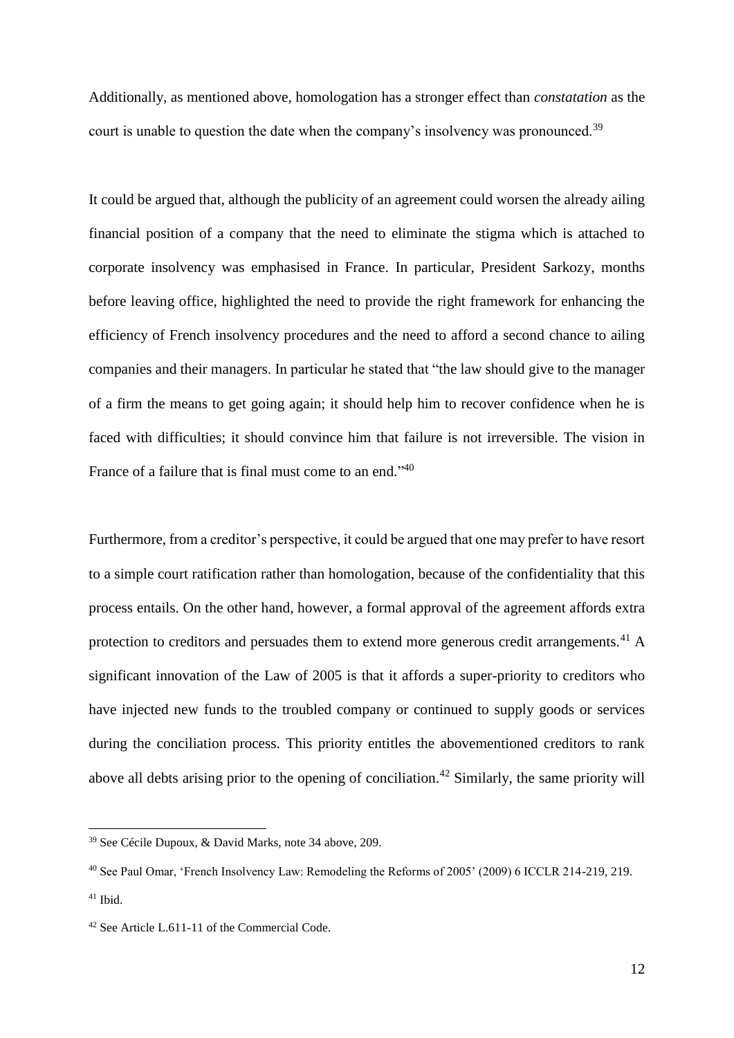Additionally, as mentioned above, homologation has a stronger effect than *constatation* as the court is unable to question the date when the company's insolvency was pronounced.[39]

It could be argued that, although the publicity of an agreement could worsen the already ailing financial position of a company that the need to eliminate the stigma which is attached to corporate insolvency was emphasised in France. In particular, President Sarkozy, months before leaving office, highlighted the need to provide the right framework for enhancing the efficiency of French insolvency procedures and the need to afford a second chance to ailing companies and their managers. In particular he stated that "the law should give to the manager of a firm the means to get going again; it should help him to recover confidence when he is faced with difficulties; it should convince him that failure is not irreversible. The vision in France of a failure that is final must come to an end."[40]

Furthermore, from a creditor's perspective, it could be argued that one may prefer to have resort to a simple court ratification rather than homologation, because of the confidentiality that this process entails. On the other hand, however, a formal approval of the agreement affords extra protection to creditors and persuades them to extend more generous credit arrangements.[41] A significant innovation of the Law of 2005 is that it affords a super-priority to creditors who have injected new funds to the troubled company or continued to supply goods or services during the conciliation process. This priority entitles the abovementioned creditors to rank above all debts arising prior to the opening of conciliation.[42] Similarly, the same priority will

---

[39] See Cécile Dupoux, & David Marks, note 34 above, 209.

[40] See Paul Omar, 'French Insolvency Law: Remodeling the Reforms of 2005' (2009) 6 ICCLR 214-219, 219.

[41] Ibid.

[42] See Article L.611-11 of the Commercial Code.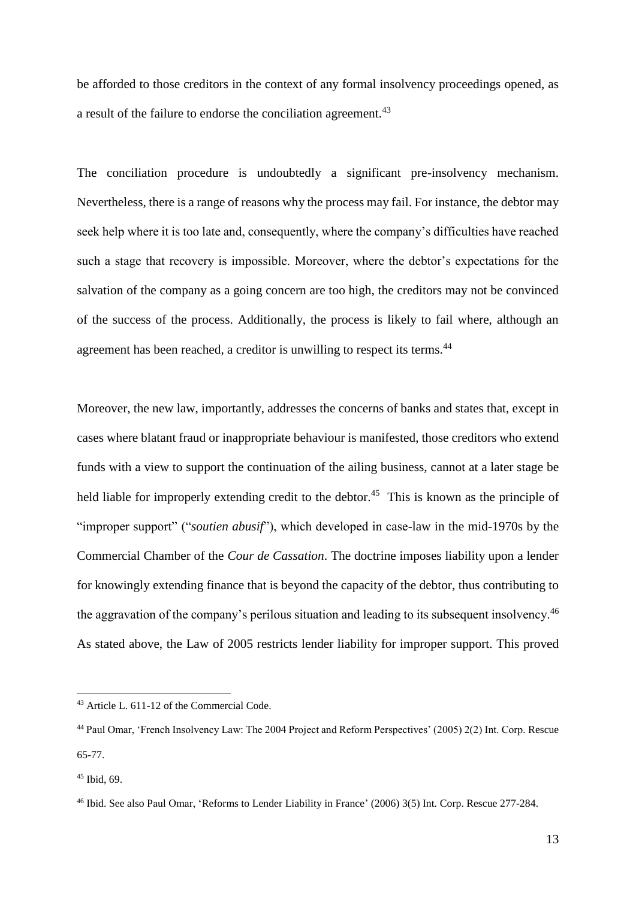be afforded to those creditors in the context of any formal insolvency proceedings opened, as a result of the failure to endorse the conciliation agreement.[43]

The conciliation procedure is undoubtedly a significant pre-insolvency mechanism. Nevertheless, there is a range of reasons why the process may fail. For instance, the debtor may seek help where it is too late and, consequently, where the company's difficulties have reached such a stage that recovery is impossible. Moreover, where the debtor's expectations for the salvation of the company as a going concern are too high, the creditors may not be convinced of the success of the process. Additionally, the process is likely to fail where, although an agreement has been reached, a creditor is unwilling to respect its terms.[44]

Moreover, the new law, importantly, addresses the concerns of banks and states that, except in cases where blatant fraud or inappropriate behaviour is manifested, those creditors who extend funds with a view to support the continuation of the ailing business, cannot at a later stage be held liable for improperly extending credit to the debtor.[45] This is known as the principle of "improper support" ("*soutien abusif*"), which developed in case-law in the mid-1970s by the Commercial Chamber of the *Cour de Cassation*. The doctrine imposes liability upon a lender for knowingly extending finance that is beyond the capacity of the debtor, thus contributing to the aggravation of the company's perilous situation and leading to its subsequent insolvency.[46] As stated above, the Law of 2005 restricts lender liability for improper support. This proved

---

[43] Article L. 611-12 of the Commercial Code.

[44] Paul Omar, 'French Insolvency Law: The 2004 Project and Reform Perspectives' (2005) 2(2) Int. Corp. Rescue 65-77.

[45] Ibid, 69.

[46] Ibid. See also Paul Omar, 'Reforms to Lender Liability in France' (2006) 3(5) Int. Corp. Rescue 277-284.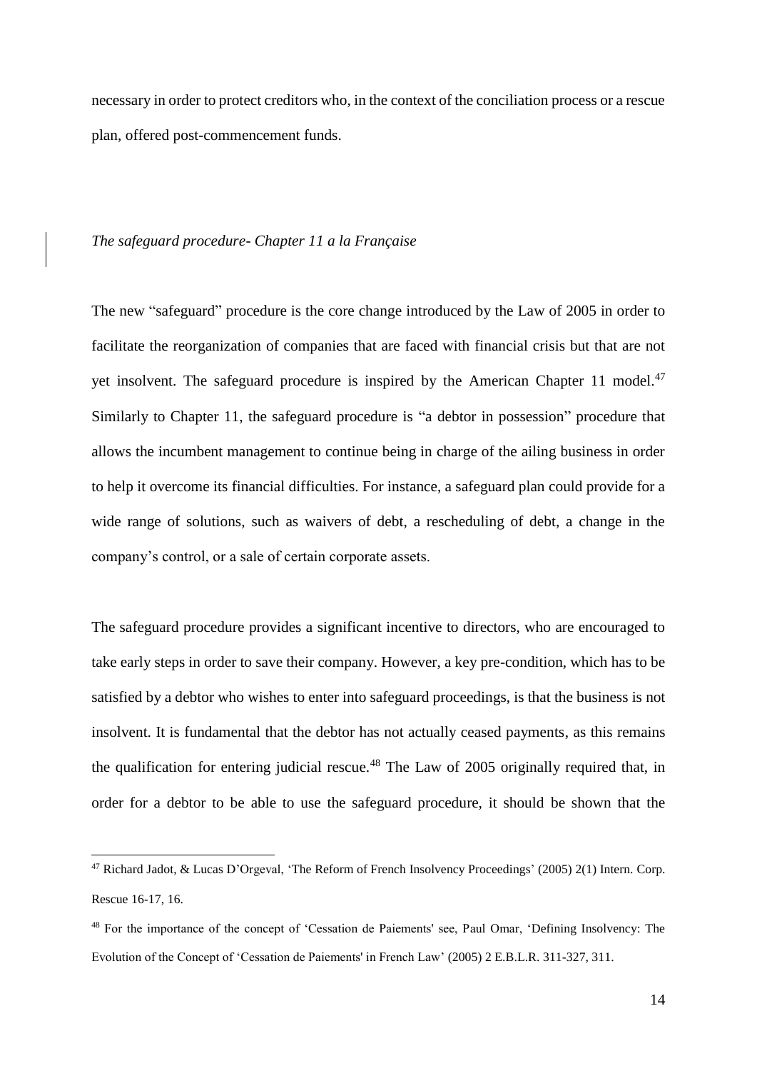necessary in order to protect creditors who, in the context of the conciliation process or a rescue plan, offered post-commencement funds.

*The safeguard procedure- Chapter 11 a la Française*

The new "safeguard" procedure is the core change introduced by the Law of 2005 in order to facilitate the reorganization of companies that are faced with financial crisis but that are not yet insolvent. The safeguard procedure is inspired by the American Chapter 11 model.[47] Similarly to Chapter 11, the safeguard procedure is "a debtor in possession" procedure that allows the incumbent management to continue being in charge of the ailing business in order to help it overcome its financial difficulties. For instance, a safeguard plan could provide for a wide range of solutions, such as waivers of debt, a rescheduling of debt, a change in the company's control, or a sale of certain corporate assets.

The safeguard procedure provides a significant incentive to directors, who are encouraged to take early steps in order to save their company. However, a key pre-condition, which has to be satisfied by a debtor who wishes to enter into safeguard proceedings, is that the business is not insolvent. It is fundamental that the debtor has not actually ceased payments, as this remains the qualification for entering judicial rescue.[48] The Law of 2005 originally required that, in order for a debtor to be able to use the safeguard procedure, it should be shown that the

[47] Richard Jadot, & Lucas D'Orgeval, 'The Reform of French Insolvency Proceedings' (2005) 2(1) Intern. Corp. Rescue 16-17, 16.

[48] For the importance of the concept of 'Cessation de Paiements' see, Paul Omar, 'Defining Insolvency: The Evolution of the Concept of 'Cessation de Paiements' in French Law' (2005) 2 E.B.L.R. 311-327, 311.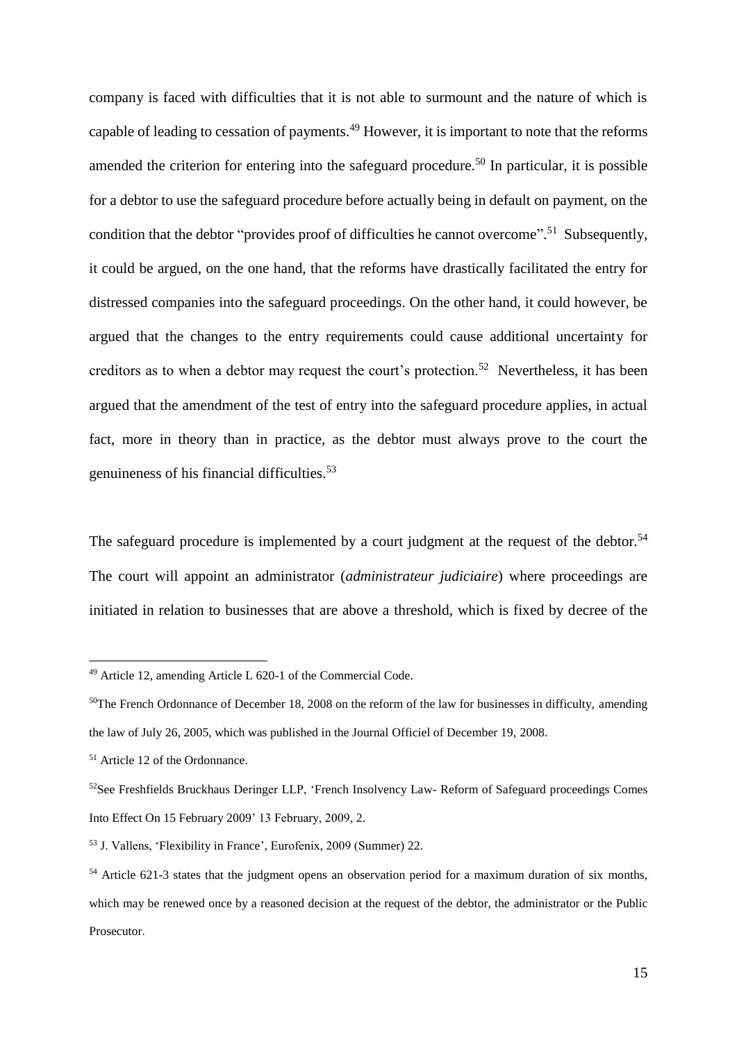company is faced with difficulties that it is not able to surmount and the nature of which is capable of leading to cessation of payments.[49] However, it is important to note that the reforms amended the criterion for entering into the safeguard procedure.[50] In particular, it is possible for a debtor to use the safeguard procedure before actually being in default on payment, on the condition that the debtor "provides proof of difficulties he cannot overcome".[51] Subsequently, it could be argued, on the one hand, that the reforms have drastically facilitated the entry for distressed companies into the safeguard proceedings. On the other hand, it could however, be argued that the changes to the entry requirements could cause additional uncertainty for creditors as to when a debtor may request the court's protection.[52] Nevertheless, it has been argued that the amendment of the test of entry into the safeguard procedure applies, in actual fact, more in theory than in practice, as the debtor must always prove to the court the genuineness of his financial difficulties.[53]

The safeguard procedure is implemented by a court judgment at the request of the debtor.[54] The court will appoint an administrator (*administrateur judiciaire*) where proceedings are initiated in relation to businesses that are above a threshold, which is fixed by decree of the

---

[49] Article 12, amending Article L 620-1 of the Commercial Code.

[50] The French Ordonnance of December 18, 2008 on the reform of the law for businesses in difficulty, amending the law of July 26, 2005, which was published in the Journal Officiel of December 19, 2008.

[51] Article 12 of the Ordonnance.

[52] See Freshfields Bruckhaus Deringer LLP, 'French Insolvency Law- Reform of Safeguard proceedings Comes Into Effect On 15 February 2009' 13 February, 2009, 2.

[53] J. Vallens, 'Flexibility in France', Eurofenix, 2009 (Summer) 22.

[54] Article 621-3 states that the judgment opens an observation period for a maximum duration of six months, which may be renewed once by a reasoned decision at the request of the debtor, the administrator or the Public Prosecutor.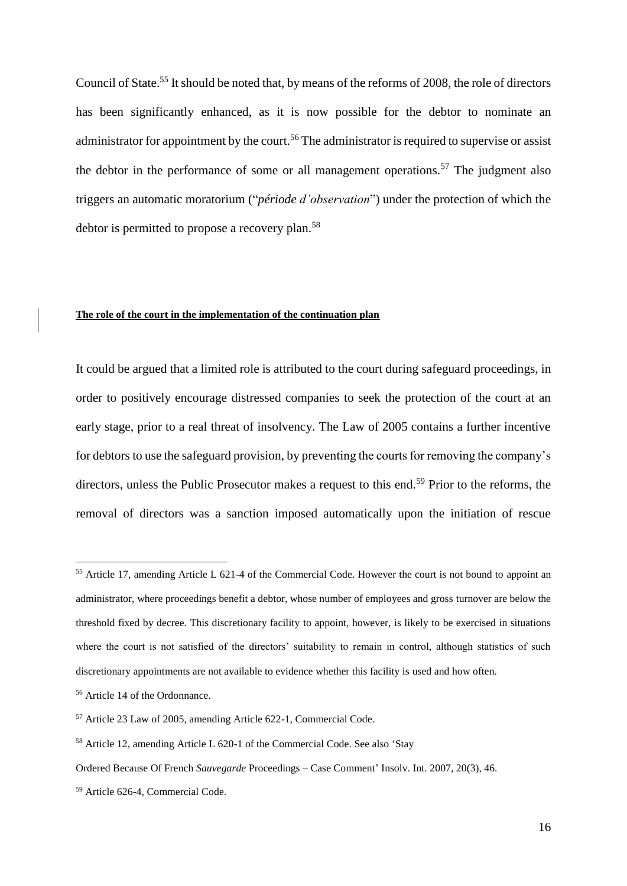Council of State.[55] It should be noted that, by means of the reforms of 2008, the role of directors has been significantly enhanced, as it is now possible for the debtor to nominate an administrator for appointment by the court.[56] The administrator is required to supervise or assist the debtor in the performance of some or all management operations.[57] The judgment also triggers an automatic moratorium ("*période d'observation*") under the protection of which the debtor is permitted to propose a recovery plan.[58]

**The role of the court in the implementation of the continuation plan**

It could be argued that a limited role is attributed to the court during safeguard proceedings, in order to positively encourage distressed companies to seek the protection of the court at an early stage, prior to a real threat of insolvency. The Law of 2005 contains a further incentive for debtors to use the safeguard provision, by preventing the courts for removing the company's directors, unless the Public Prosecutor makes a request to this end.[59] Prior to the reforms, the removal of directors was a sanction imposed automatically upon the initiation of rescue

---

[55] Article 17, amending Article L 621-4 of the Commercial Code. However the court is not bound to appoint an administrator, where proceedings benefit a debtor, whose number of employees and gross turnover are below the threshold fixed by decree. This discretionary facility to appoint, however, is likely to be exercised in situations where the court is not satisfied of the directors' suitability to remain in control, although statistics of such discretionary appointments are not available to evidence whether this facility is used and how often.

[56] Article 14 of the Ordonnance.

[57] Article 23 Law of 2005, amending Article 622-1, Commercial Code.

[58] Article 12, amending Article L 620-1 of the Commercial Code. See also 'Stay Ordered Because Of French *Sauvegarde* Proceedings – Case Comment' Insolv. Int. 2007, 20(3), 46.

[59] Article 626-4, Commercial Code.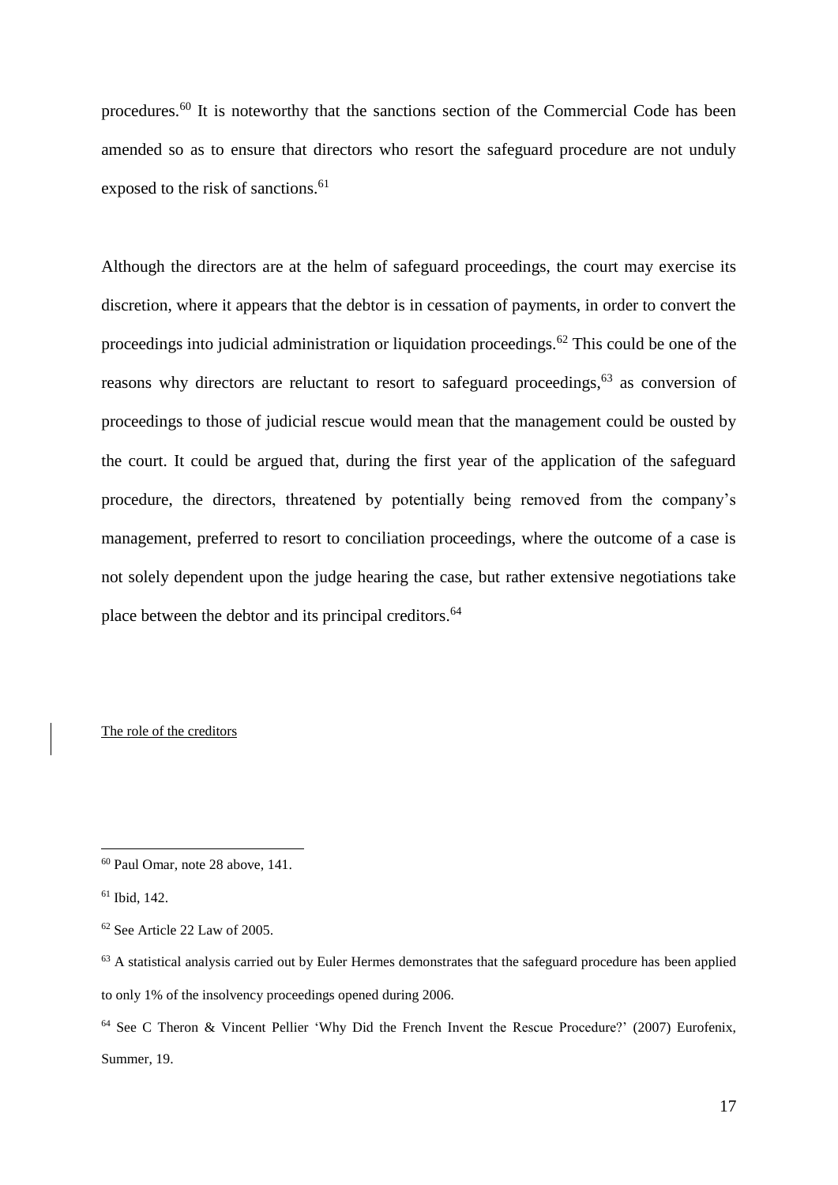procedures.[60] It is noteworthy that the sanctions section of the Commercial Code has been amended so as to ensure that directors who resort the safeguard procedure are not unduly exposed to the risk of sanctions.[61]

Although the directors are at the helm of safeguard proceedings, the court may exercise its discretion, where it appears that the debtor is in cessation of payments, in order to convert the proceedings into judicial administration or liquidation proceedings.[62] This could be one of the reasons why directors are reluctant to resort to safeguard proceedings,[63] as conversion of proceedings to those of judicial rescue would mean that the management could be ousted by the court. It could be argued that, during the first year of the application of the safeguard procedure, the directors, threatened by potentially being removed from the company's management, preferred to resort to conciliation proceedings, where the outcome of a case is not solely dependent upon the judge hearing the case, but rather extensive negotiations take place between the debtor and its principal creditors.[64]

The role of the creditors

---

[60] Paul Omar, note 28 above, 141.

[61] Ibid, 142.

[62] See Article 22 Law of 2005.

[63] A statistical analysis carried out by Euler Hermes demonstrates that the safeguard procedure has been applied to only 1% of the insolvency proceedings opened during 2006.

[64] See C Theron & Vincent Pellier 'Why Did the French Invent the Rescue Procedure?' (2007) Eurofenix, Summer, 19.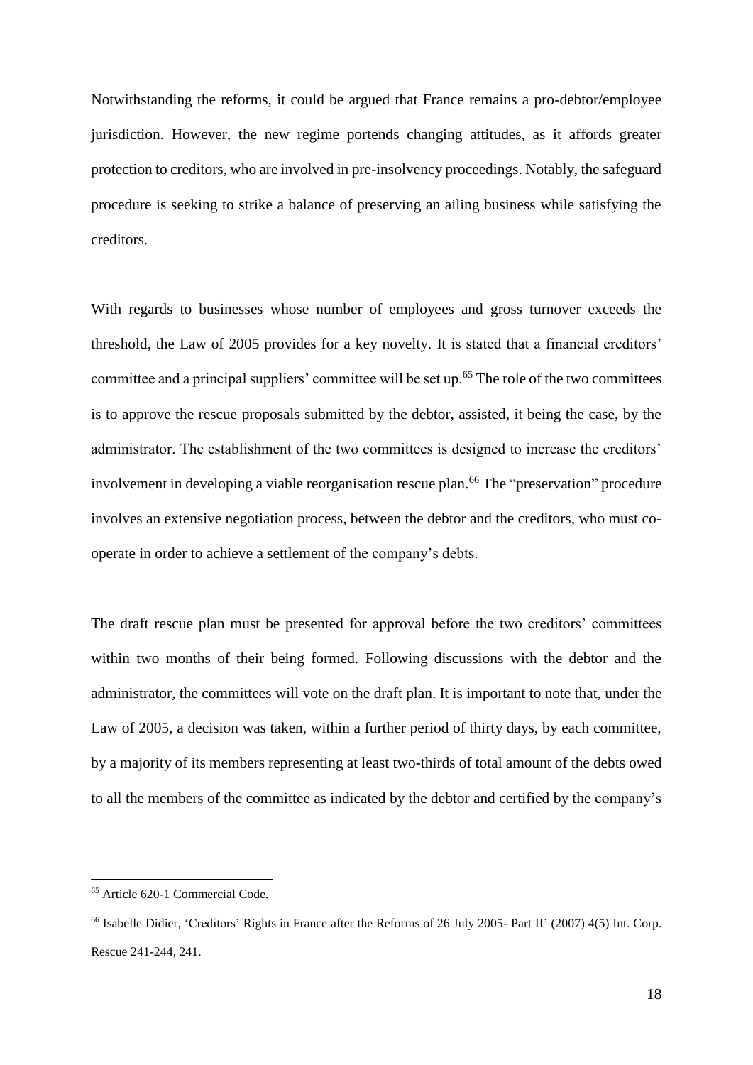Notwithstanding the reforms, it could be argued that France remains a pro-debtor/employee jurisdiction. However, the new regime portends changing attitudes, as it affords greater protection to creditors, who are involved in pre-insolvency proceedings. Notably, the safeguard procedure is seeking to strike a balance of preserving an ailing business while satisfying the creditors.

With regards to businesses whose number of employees and gross turnover exceeds the threshold, the Law of 2005 provides for a key novelty. It is stated that a financial creditors' committee and a principal suppliers' committee will be set up.[65] The role of the two committees is to approve the rescue proposals submitted by the debtor, assisted, it being the case, by the administrator. The establishment of the two committees is designed to increase the creditors' involvement in developing a viable reorganisation rescue plan.[66] The "preservation" procedure involves an extensive negotiation process, between the debtor and the creditors, who must co-operate in order to achieve a settlement of the company's debts.

The draft rescue plan must be presented for approval before the two creditors' committees within two months of their being formed. Following discussions with the debtor and the administrator, the committees will vote on the draft plan. It is important to note that, under the Law of 2005, a decision was taken, within a further period of thirty days, by each committee, by a majority of its members representing at least two-thirds of total amount of the debts owed to all the members of the committee as indicated by the debtor and certified by the company's

---

[65] Article 620-1 Commercial Code.

[66] Isabelle Didier, 'Creditors' Rights in France after the Reforms of 26 July 2005- Part II' (2007) 4(5) Int. Corp. Rescue 241-244, 241.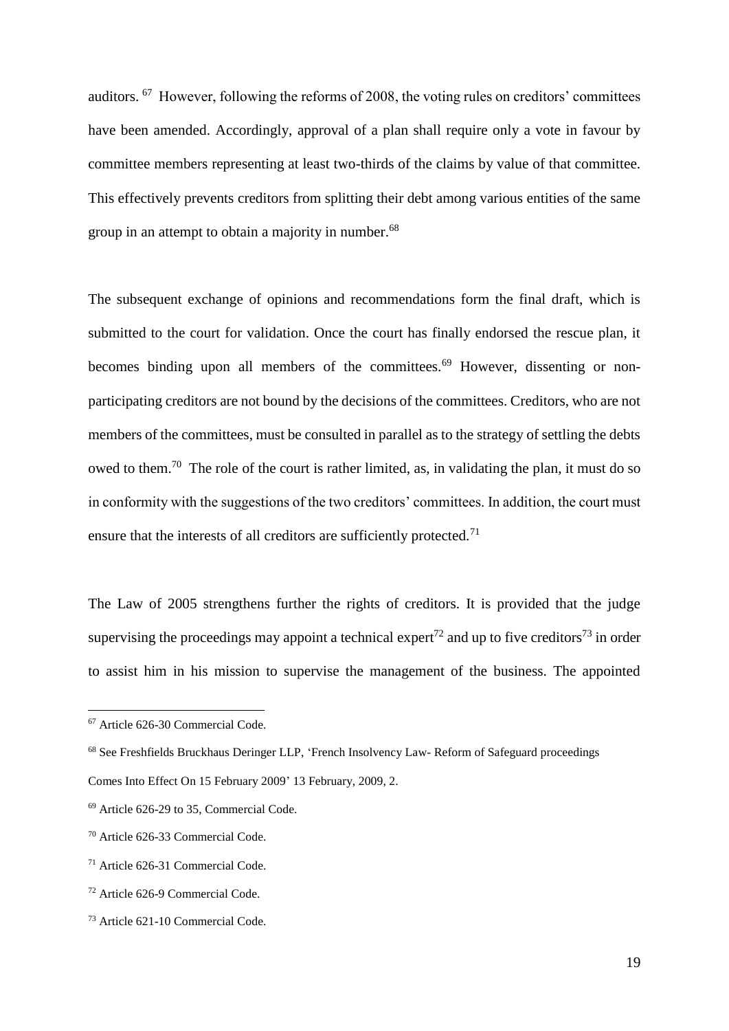auditors. [67] However, following the reforms of 2008, the voting rules on creditors' committees have been amended. Accordingly, approval of a plan shall require only a vote in favour by committee members representing at least two-thirds of the claims by value of that committee. This effectively prevents creditors from splitting their debt among various entities of the same group in an attempt to obtain a majority in number.[68]

The subsequent exchange of opinions and recommendations form the final draft, which is submitted to the court for validation. Once the court has finally endorsed the rescue plan, it becomes binding upon all members of the committees.[69] However, dissenting or non-participating creditors are not bound by the decisions of the committees. Creditors, who are not members of the committees, must be consulted in parallel as to the strategy of settling the debts owed to them.[70] The role of the court is rather limited, as, in validating the plan, it must do so in conformity with the suggestions of the two creditors' committees. In addition, the court must ensure that the interests of all creditors are sufficiently protected.[71]

The Law of 2005 strengthens further the rights of creditors. It is provided that the judge supervising the proceedings may appoint a technical expert[72] and up to five creditors[73] in order to assist him in his mission to supervise the management of the business. The appointed

---

[67] Article 626-30 Commercial Code.

[68] See Freshfields Bruckhaus Deringer LLP, 'French Insolvency Law- Reform of Safeguard proceedings Comes Into Effect On 15 February 2009' 13 February, 2009, 2.

[69] Article 626-29 to 35, Commercial Code.

[70] Article 626-33 Commercial Code.

[71] Article 626-31 Commercial Code.

[72] Article 626-9 Commercial Code.

[73] Article 621-10 Commercial Code.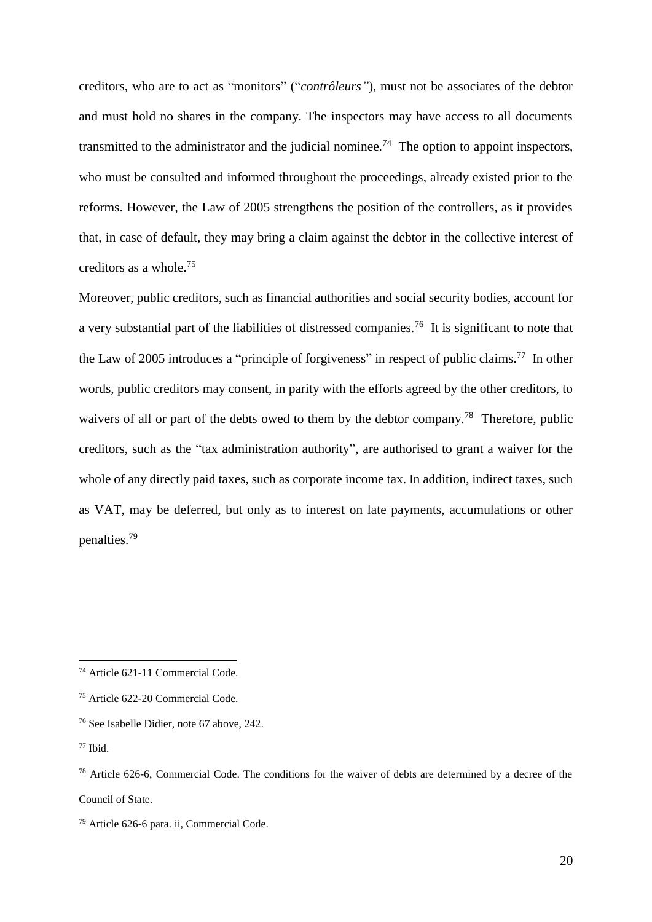creditors, who are to act as "monitors" ("*contrôleurs"*), must not be associates of the debtor and must hold no shares in the company. The inspectors may have access to all documents transmitted to the administrator and the judicial nominee.[74] The option to appoint inspectors, who must be consulted and informed throughout the proceedings, already existed prior to the reforms. However, the Law of 2005 strengthens the position of the controllers, as it provides that, in case of default, they may bring a claim against the debtor in the collective interest of creditors as a whole.[75]

Moreover, public creditors, such as financial authorities and social security bodies, account for a very substantial part of the liabilities of distressed companies.[76] It is significant to note that the Law of 2005 introduces a "principle of forgiveness" in respect of public claims.[77] In other words, public creditors may consent, in parity with the efforts agreed by the other creditors, to waivers of all or part of the debts owed to them by the debtor company.[78] Therefore, public creditors, such as the "tax administration authority", are authorised to grant a waiver for the whole of any directly paid taxes, such as corporate income tax. In addition, indirect taxes, such as VAT, may be deferred, but only as to interest on late payments, accumulations or other penalties.[79]

---

[74] Article 621-11 Commercial Code.

[75] Article 622-20 Commercial Code.

[76] See Isabelle Didier, note 67 above, 242.

[77] Ibid.

[78] Article 626-6, Commercial Code. The conditions for the waiver of debts are determined by a decree of the Council of State.

[79] Article 626-6 para. ii, Commercial Code.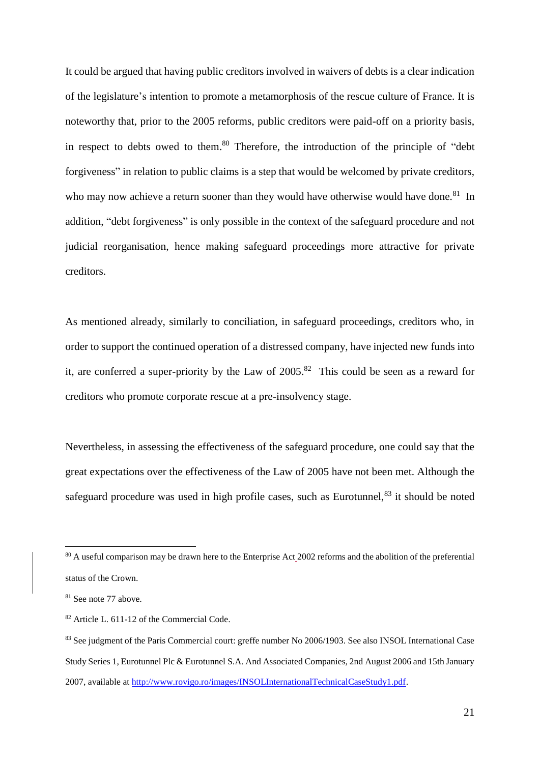It could be argued that having public creditors involved in waivers of debts is a clear indication of the legislature's intention to promote a metamorphosis of the rescue culture of France. It is noteworthy that, prior to the 2005 reforms, public creditors were paid-off on a priority basis, in respect to debts owed to them.[80] Therefore, the introduction of the principle of "debt forgiveness" in relation to public claims is a step that would be welcomed by private creditors, who may now achieve a return sooner than they would have otherwise would have done.[81] In addition, "debt forgiveness" is only possible in the context of the safeguard procedure and not judicial reorganisation, hence making safeguard proceedings more attractive for private creditors.

As mentioned already, similarly to conciliation, in safeguard proceedings, creditors who, in order to support the continued operation of a distressed company, have injected new funds into it, are conferred a super-priority by the Law of 2005.[82] This could be seen as a reward for creditors who promote corporate rescue at a pre-insolvency stage.

Nevertheless, in assessing the effectiveness of the safeguard procedure, one could say that the great expectations over the effectiveness of the Law of 2005 have not been met. Although the safeguard procedure was used in high profile cases, such as Eurotunnel,[83] it should be noted

---

[80] A useful comparison may be drawn here to the Enterprise Act 2002 reforms and the abolition of the preferential status of the Crown.

[81] See note 77 above.

[82] Article L. 611-12 of the Commercial Code.

[83] See judgment of the Paris Commercial court: greffe number No 2006/1903. See also INSOL International Case Study Series 1, Eurotunnel Plc & Eurotunnel S.A. And Associated Companies, 2nd August 2006 and 15th January 2007, available at http://www.rovigo.ro/images/INSOLInternationalTechnicalCaseStudy1.pdf.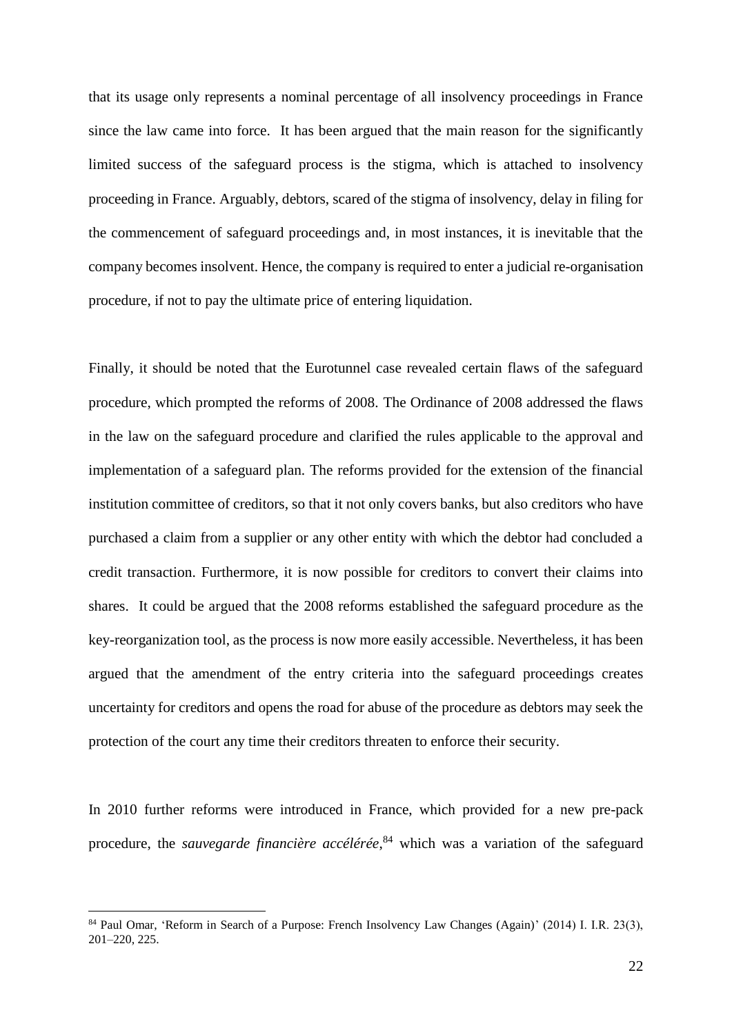that its usage only represents a nominal percentage of all insolvency proceedings in France since the law came into force. It has been argued that the main reason for the significantly limited success of the safeguard process is the stigma, which is attached to insolvency proceeding in France. Arguably, debtors, scared of the stigma of insolvency, delay in filing for the commencement of safeguard proceedings and, in most instances, it is inevitable that the company becomes insolvent. Hence, the company is required to enter a judicial re-organisation procedure, if not to pay the ultimate price of entering liquidation.

Finally, it should be noted that the Eurotunnel case revealed certain flaws of the safeguard procedure, which prompted the reforms of 2008. The Ordinance of 2008 addressed the flaws in the law on the safeguard procedure and clarified the rules applicable to the approval and implementation of a safeguard plan. The reforms provided for the extension of the financial institution committee of creditors, so that it not only covers banks, but also creditors who have purchased a claim from a supplier or any other entity with which the debtor had concluded a credit transaction. Furthermore, it is now possible for creditors to convert their claims into shares. It could be argued that the 2008 reforms established the safeguard procedure as the key-reorganization tool, as the process is now more easily accessible. Nevertheless, it has been argued that the amendment of the entry criteria into the safeguard proceedings creates uncertainty for creditors and opens the road for abuse of the procedure as debtors may seek the protection of the court any time their creditors threaten to enforce their security.

In 2010 further reforms were introduced in France, which provided for a new pre-pack procedure, the *sauvegarde financière accélérée*,[84] which was a variation of the safeguard

---

[84] Paul Omar, 'Reform in Search of a Purpose: French Insolvency Law Changes (Again)' (2014) I. I.R. 23(3), 201–220, 225.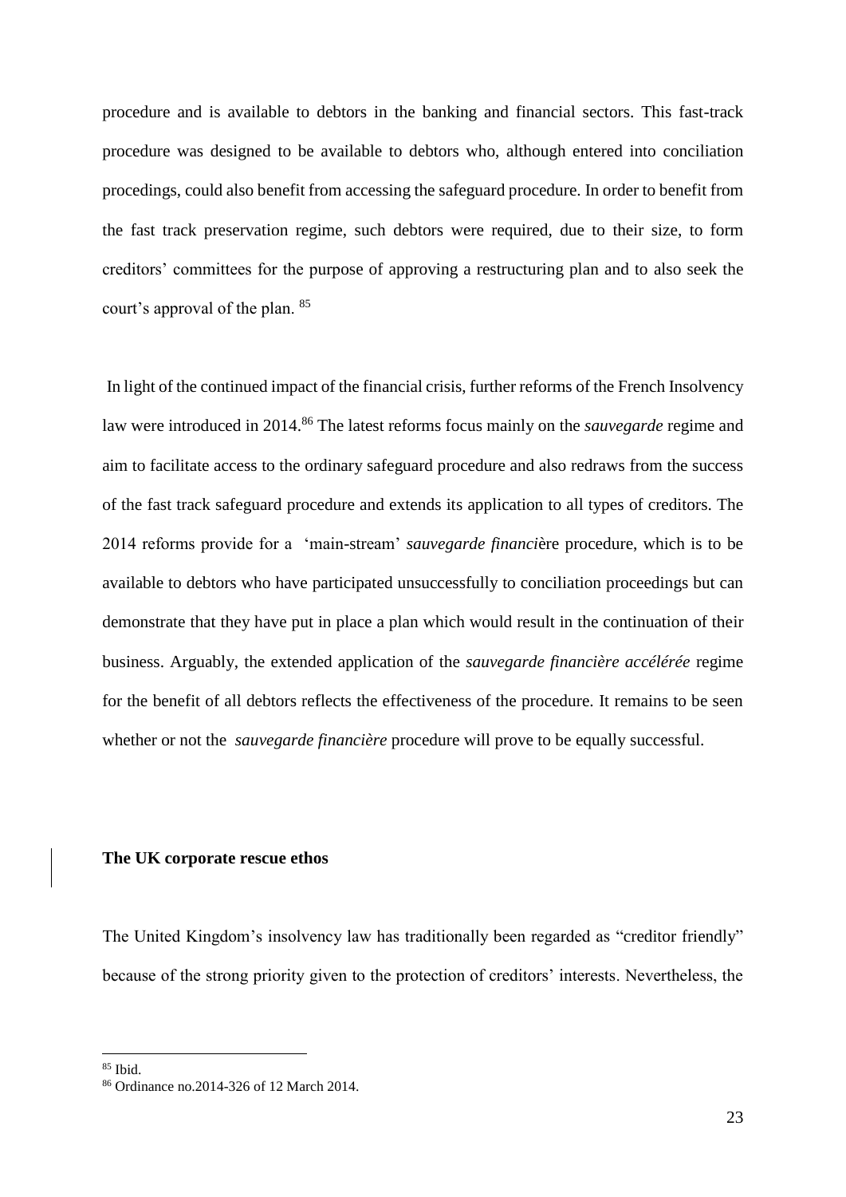procedure and is available to debtors in the banking and financial sectors. This fast-track procedure was designed to be available to debtors who, although entered into conciliation procedings, could also benefit from accessing the safeguard procedure. In order to benefit from the fast track preservation regime, such debtors were required, due to their size, to form creditors' committees for the purpose of approving a restructuring plan and to also seek the court's approval of the plan. [85]

In light of the continued impact of the financial crisis, further reforms of the French Insolvency law were introduced in 2014.[86] The latest reforms focus mainly on the *sauvegarde* regime and aim to facilitate access to the ordinary safeguard procedure and also redraws from the success of the fast track safeguard procedure and extends its application to all types of creditors. The 2014 reforms provide for a 'main-stream' *financi*ère procedure, which is to be available to debtors who have participated unsuccessfully to conciliation proceedings but can demonstrate that they have put in place a plan which would result in the continuation of their business. Arguably, the extended application of the *sauvegarde financière accélérée* regime for the benefit of all debtors reflects the effectiveness of the procedure. It remains to be seen whether or not the *sauvegarde financière* procedure will prove to be equally successful.

**The UK corporate rescue ethos**

The United Kingdom's insolvency law has traditionally been regarded as "creditor friendly" because of the strong priority given to the protection of creditors' interests. Nevertheless, the

[85] Ibid.

[86] Ordinance no.2014-326 of 12 March 2014.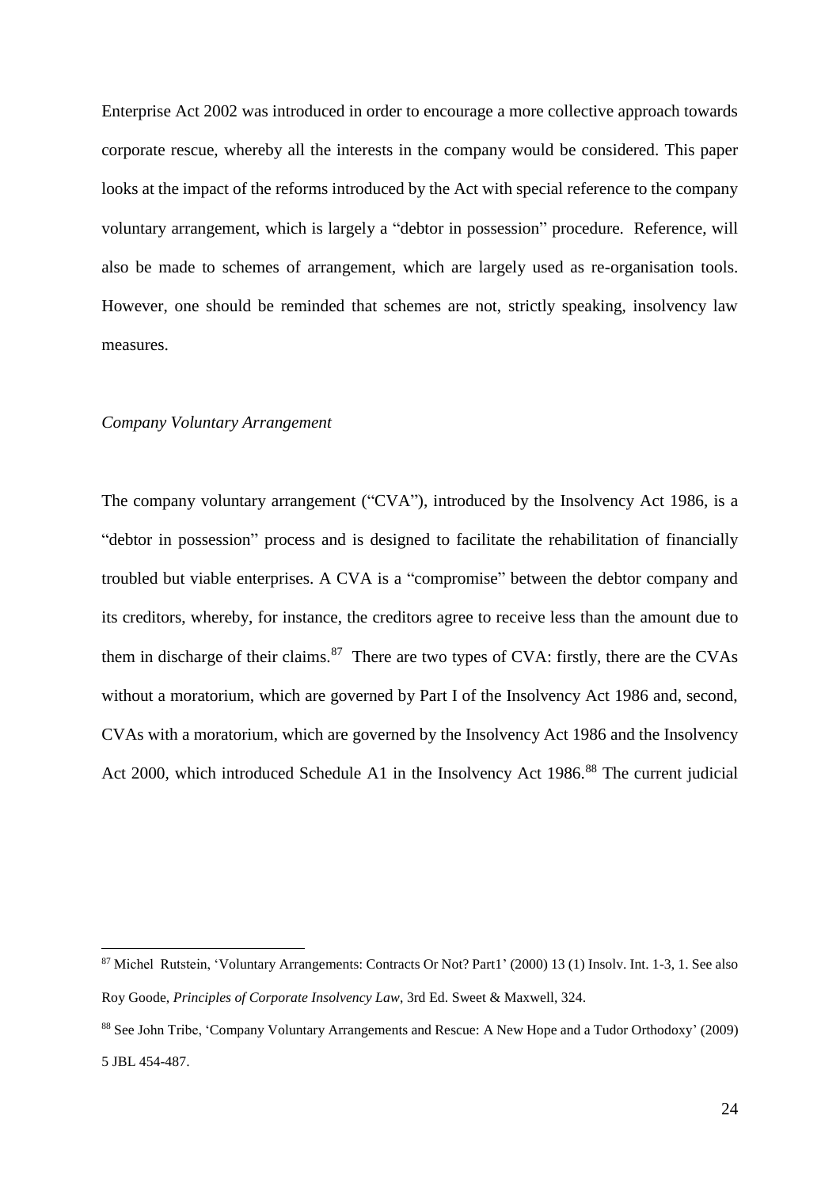Enterprise Act 2002 was introduced in order to encourage a more collective approach towards corporate rescue, whereby all the interests in the company would be considered. This paper looks at the impact of the reforms introduced by the Act with special reference to the company voluntary arrangement, which is largely a "debtor in possession" procedure. Reference, will also be made to schemes of arrangement, which are largely used as re-organisation tools. However, one should be reminded that schemes are not, strictly speaking, insolvency law measures.

*Company Voluntary Arrangement*

The company voluntary arrangement ("CVA"), introduced by the Insolvency Act 1986, is a "debtor in possession" process and is designed to facilitate the rehabilitation of financially troubled but viable enterprises. A CVA is a "compromise" between the debtor company and its creditors, whereby, for instance, the creditors agree to receive less than the amount due to them in discharge of their claims.[87] There are two types of CVA: firstly, there are the CVAs without a moratorium, which are governed by Part I of the Insolvency Act 1986 and, second, CVAs with a moratorium, which are governed by the Insolvency Act 1986 and the Insolvency Act 2000, which introduced Schedule A1 in the Insolvency Act 1986.[88] The current judicial

---

[87] Michel Rutstein, 'Voluntary Arrangements: Contracts Or Not? Part1' (2000) 13 (1) Insolv. Int. 1-3, 1. See also Roy Goode, *Principles of Corporate Insolvency Law*, 3rd Ed. Sweet & Maxwell, 324.

[88] See John Tribe, 'Company Voluntary Arrangements and Rescue: A New Hope and a Tudor Orthodoxy' (2009) 5 JBL 454-487.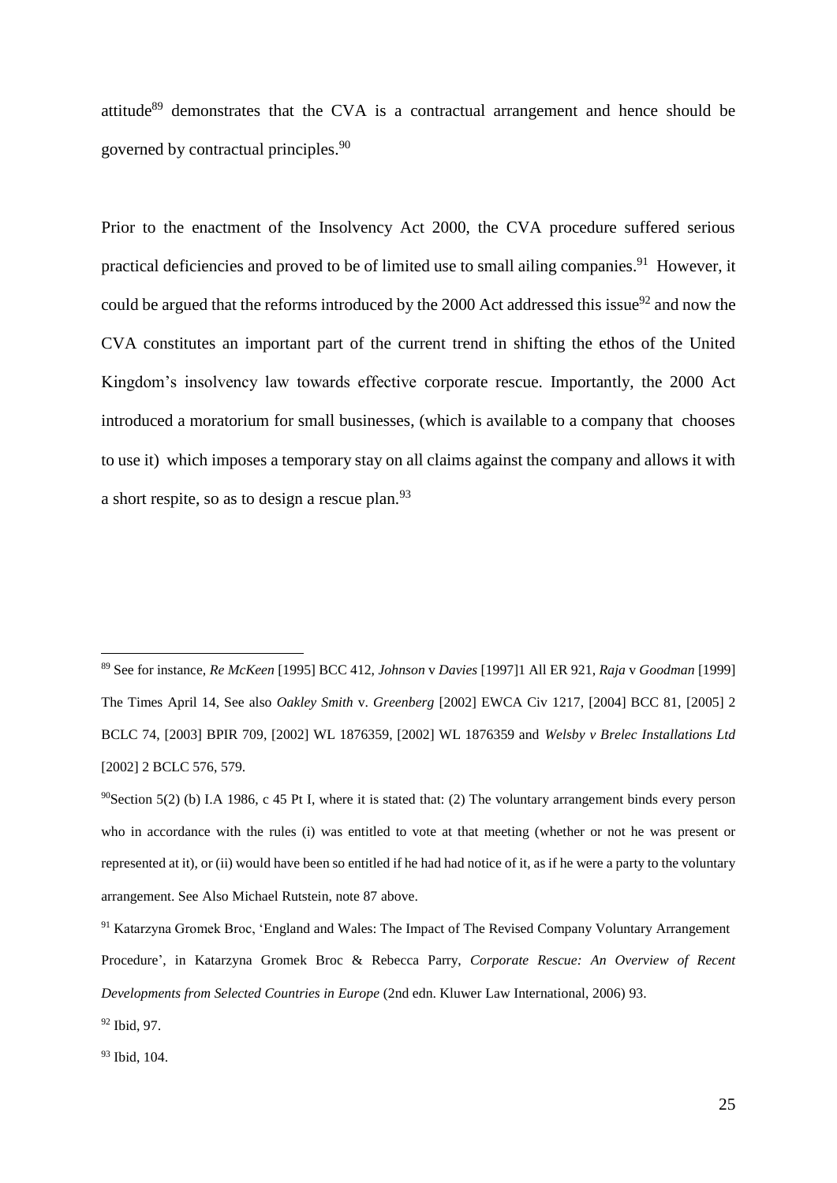attitude[89] demonstrates that the CVA is a contractual arrangement and hence should be governed by contractual principles.[90]

Prior to the enactment of the Insolvency Act 2000, the CVA procedure suffered serious practical deficiencies and proved to be of limited use to small ailing companies.[91] However, it could be argued that the reforms introduced by the 2000 Act addressed this issue[92] and now the CVA constitutes an important part of the current trend in shifting the ethos of the United Kingdom's insolvency law towards effective corporate rescue. Importantly, the 2000 Act introduced a moratorium for small businesses, (which is available to a company that chooses to use it) which imposes a temporary stay on all claims against the company and allows it with a short respite, so as to design a rescue plan.[93]

---

[89] See for instance, *Re McKeen* [1995] BCC 412, *Johnson* v *Davies* [1997]1 All ER 921, *Raja* v *Goodman* [1999] The Times April 14, See also *Oakley Smith* v. *Greenberg* [2002] EWCA Civ 1217, [2004] BCC 81, [2005] 2 BCLC 74, [2003] BPIR 709, [2002] WL 1876359, [2002] WL 1876359 and *Welsby v Brelec Installations Ltd* [2002] 2 BCLC 576, 579.

[90] Section 5(2) (b) I.A 1986, c 45 Pt I, where it is stated that: (2) The voluntary arrangement binds every person who in accordance with the rules (i) was entitled to vote at that meeting (whether or not he was present or represented at it), or (ii) would have been so entitled if he had had notice of it, as if he were a party to the voluntary arrangement. See Also Michael Rutstein, note 87 above.

[91] Katarzyna Gromek Broc, 'England and Wales: The Impact of The Revised Company Voluntary Arrangement Procedure', in Katarzyna Gromek Broc & Rebecca Parry, *Corporate Rescue: An Overview of Recent Developments from Selected Countries in Europe* (2nd edn. Kluwer Law International, 2006) 93.

[92] Ibid, 97.

[93] Ibid, 104.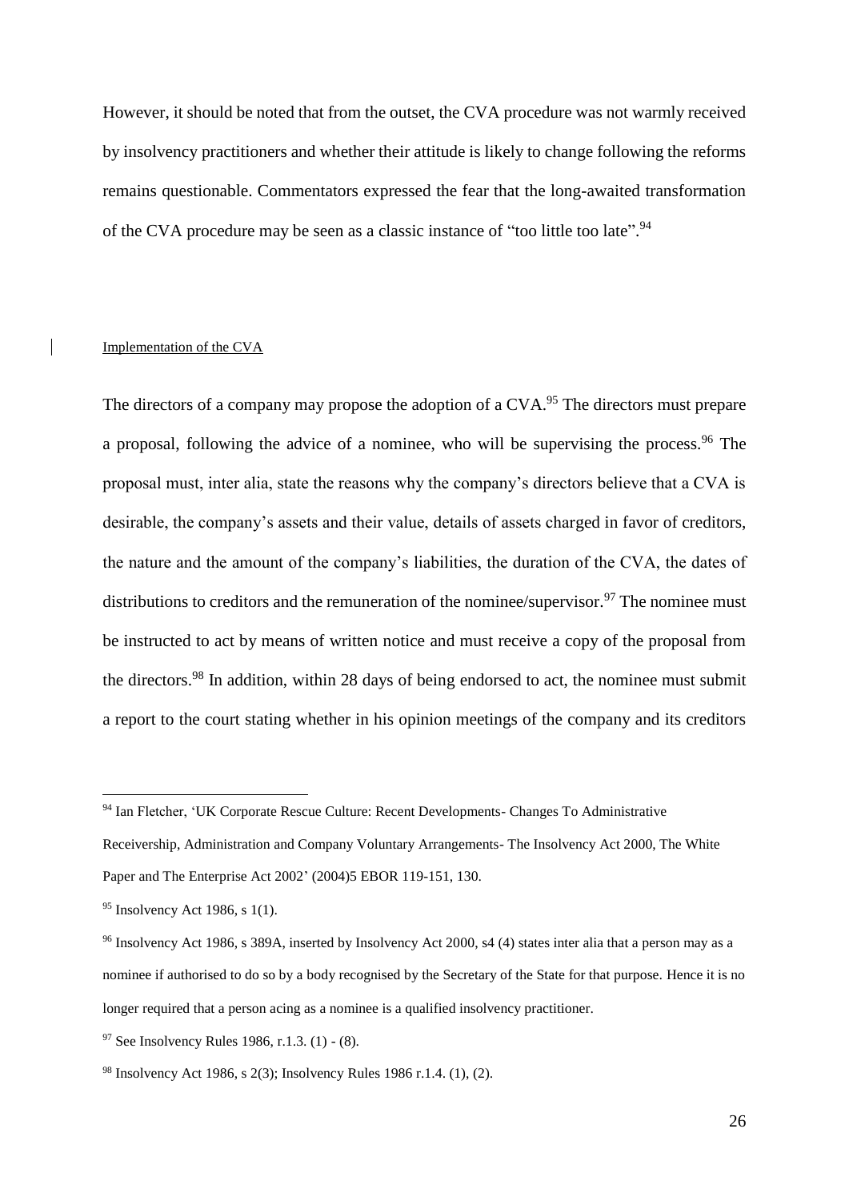However, it should be noted that from the outset, the CVA procedure was not warmly received by insolvency practitioners and whether their attitude is likely to change following the reforms remains questionable. Commentators expressed the fear that the long-awaited transformation of the CVA procedure may be seen as a classic instance of "too little too late".[94]

Implementation of the CVA

The directors of a company may propose the adoption of a CVA.[95] The directors must prepare a proposal, following the advice of a nominee, who will be supervising the process.[96] The proposal must, inter alia, state the reasons why the company's directors believe that a CVA is desirable, the company's assets and their value, details of assets charged in favor of creditors, the nature and the amount of the company's liabilities, the duration of the CVA, the dates of distributions to creditors and the remuneration of the nominee/supervisor.[97] The nominee must be instructed to act by means of written notice and must receive a copy of the proposal from the directors.[98] In addition, within 28 days of being endorsed to act, the nominee must submit a report to the court stating whether in his opinion meetings of the company and its creditors

---

[94] Ian Fletcher, 'UK Corporate Rescue Culture: Recent Developments- Changes To Administrative Receivership, Administration and Company Voluntary Arrangements- The Insolvency Act 2000, The White Paper and The Enterprise Act 2002' (2004)5 EBOR 119-151, 130.

[95] Insolvency Act 1986, s 1(1).

[96] Insolvency Act 1986, s 389A, inserted by Insolvency Act 2000, s4 (4) states inter alia that a person may as a nominee if authorised to do so by a body recognised by the Secretary of the State for that purpose. Hence it is no longer required that a person acing as a nominee is a qualified insolvency practitioner.

[97] See Insolvency Rules 1986, r.1.3. (1) - (8).

[98] Insolvency Act 1986, s 2(3); Insolvency Rules 1986 r.1.4. (1), (2).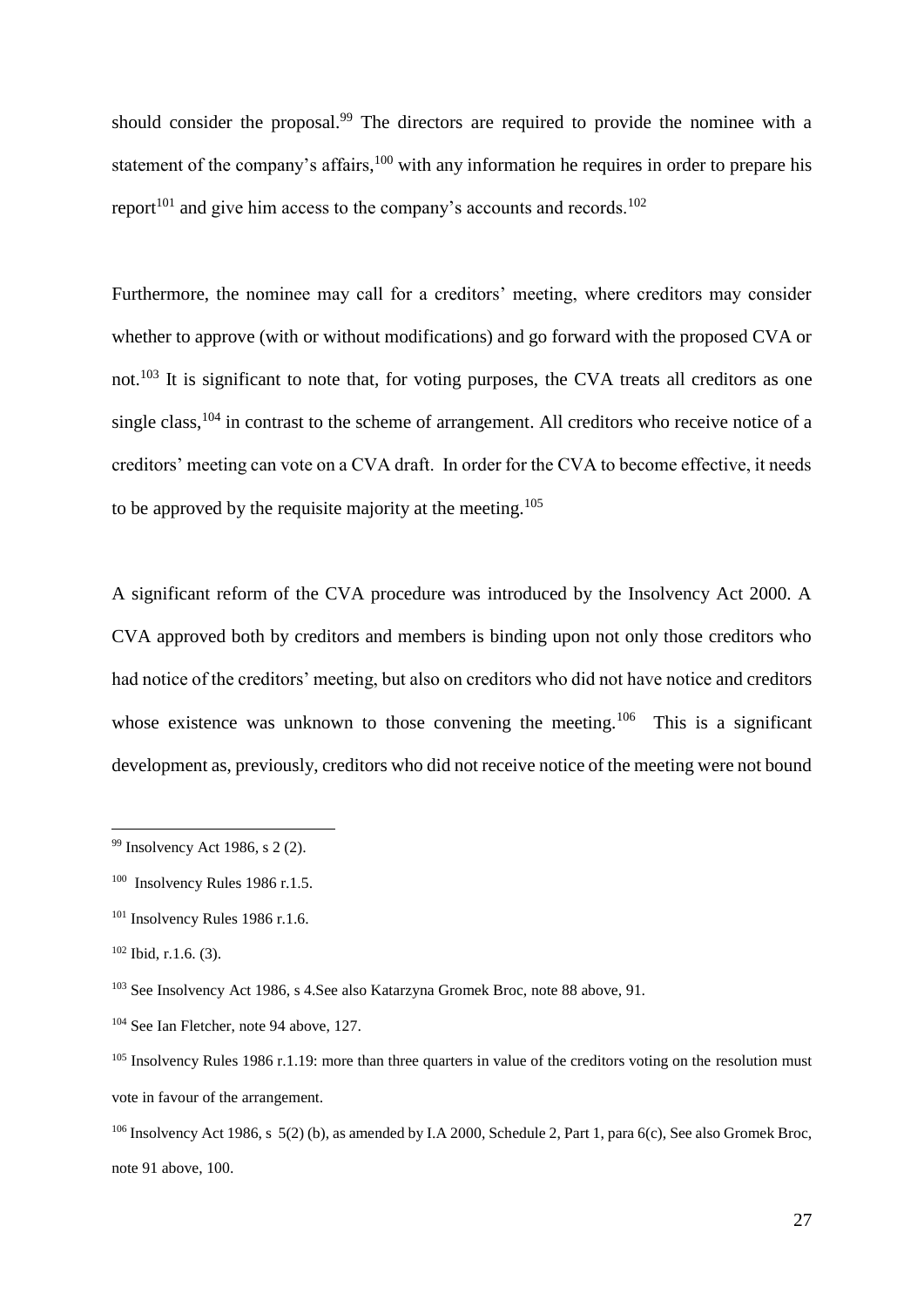should consider the proposal.[99] The directors are required to provide the nominee with a statement of the company's affairs,[100] with any information he requires in order to prepare his report[101] and give him access to the company's accounts and records.[102]

Furthermore, the nominee may call for a creditors' meeting, where creditors may consider whether to approve (with or without modifications) and go forward with the proposed CVA or not.[103] It is significant to note that, for voting purposes, the CVA treats all creditors as one single class,[104] in contrast to the scheme of arrangement. All creditors who receive notice of a creditors' meeting can vote on a CVA draft. In order for the CVA to become effective, it needs to be approved by the requisite majority at the meeting.[105]

A significant reform of the CVA procedure was introduced by the Insolvency Act 2000. A CVA approved both by creditors and members is binding upon not only those creditors who had notice of the creditors' meeting, but also on creditors who did not have notice and creditors whose existence was unknown to those convening the meeting.[106] This is a significant development as, previously, creditors who did not receive notice of the meeting were not bound

---

[99] Insolvency Act 1986, s 2 (2).

[100] Insolvency Rules 1986 r.1.5.

[101] Insolvency Rules 1986 r.1.6.

[102] Ibid, r.1.6. (3).

[103] See Insolvency Act 1986, s 4.See also Katarzyna Gromek Broc, note 88 above, 91.

[104] See Ian Fletcher, note 94 above, 127.

[105] Insolvency Rules 1986 r.1.19: more than three quarters in value of the creditors voting on the resolution must vote in favour of the arrangement.

[106] Insolvency Act 1986, s 5(2) (b), as amended by I.A 2000, Schedule 2, Part 1, para 6(c), See also Gromek Broc, note 91 above, 100.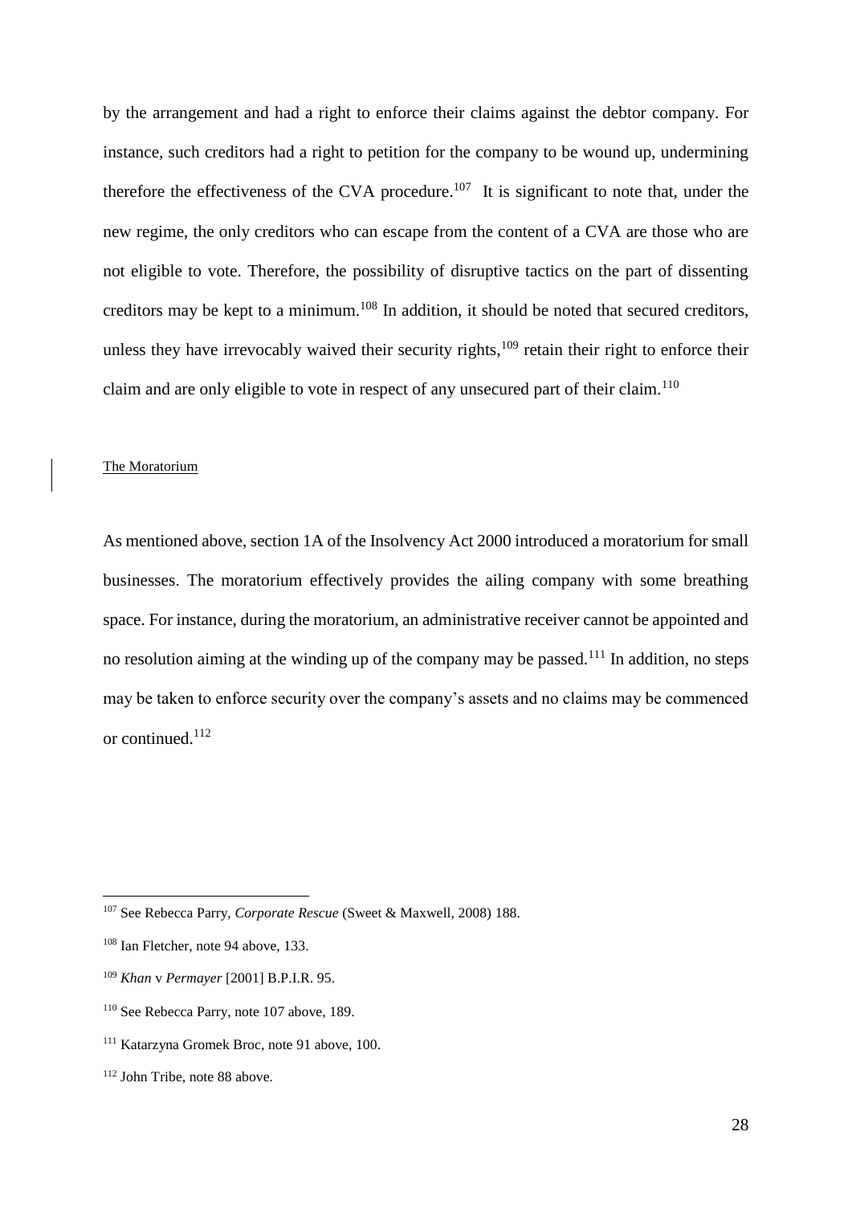by the arrangement and had a right to enforce their claims against the debtor company. For instance, such creditors had a right to petition for the company to be wound up, undermining therefore the effectiveness of the CVA procedure.[107] It is significant to note that, under the new regime, the only creditors who can escape from the content of a CVA are those who are not eligible to vote. Therefore, the possibility of disruptive tactics on the part of dissenting creditors may be kept to a minimum.[108] In addition, it should be noted that secured creditors, unless they have irrevocably waived their security rights,[109] retain their right to enforce their claim and are only eligible to vote in respect of any unsecured part of their claim.[110]

### The Moratorium

As mentioned above, section 1A of the Insolvency Act 2000 introduced a moratorium for small businesses. The moratorium effectively provides the ailing company with some breathing space. For instance, during the moratorium, an administrative receiver cannot be appointed and no resolution aiming at the winding up of the company may be passed.[111] In addition, no steps may be taken to enforce security over the company's assets and no claims may be commenced or continued.[112]

---

[107] See Rebecca Parry, *Corporate Rescue* (Sweet & Maxwell, 2008) 188.

[108] Ian Fletcher, note 94 above, 133.

[109] *Khan* v *Permayer* [2001] B.P.I.R. 95.

[110] See Rebecca Parry, note 107 above, 189.

[111] Katarzyna Gromek Broc, note 91 above, 100.

[112] John Tribe, note 88 above.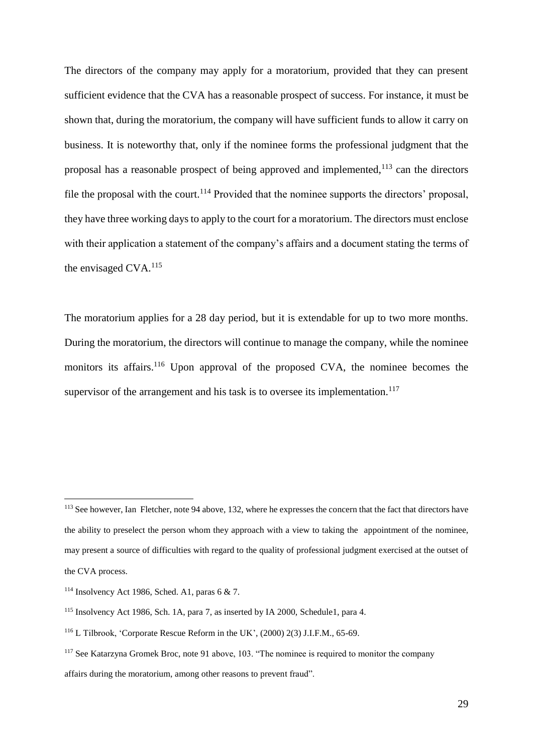The directors of the company may apply for a moratorium, provided that they can present sufficient evidence that the CVA has a reasonable prospect of success. For instance, it must be shown that, during the moratorium, the company will have sufficient funds to allow it carry on business. It is noteworthy that, only if the nominee forms the professional judgment that the proposal has a reasonable prospect of being approved and implemented,[113] can the directors file the proposal with the court.[114] Provided that the nominee supports the directors' proposal, they have three working days to apply to the court for a moratorium. The directors must enclose with their application a statement of the company's affairs and a document stating the terms of the envisaged CVA.[115]

The moratorium applies for a 28 day period, but it is extendable for up to two more months. During the moratorium, the directors will continue to manage the company, while the nominee monitors its affairs.[116] Upon approval of the proposed CVA, the nominee becomes the supervisor of the arrangement and his task is to oversee its implementation.[117]

---

[113] See however, Ian Fletcher, note 94 above, 132, where he expresses the concern that the fact that directors have the ability to preselect the person whom they approach with a view to taking the appointment of the nominee, may present a source of difficulties with regard to the quality of professional judgment exercised at the outset of the CVA process.

[114] Insolvency Act 1986, Sched. A1, paras 6 & 7.

[115] Insolvency Act 1986, Sch. 1A, para 7, as inserted by IA 2000, Schedule1, para 4.

[116] L Tilbrook, 'Corporate Rescue Reform in the UK', (2000) 2(3) J.I.F.M., 65-69.

[117] See Katarzyna Gromek Broc, note 91 above, 103. "The nominee is required to monitor the company affairs during the moratorium, among other reasons to prevent fraud".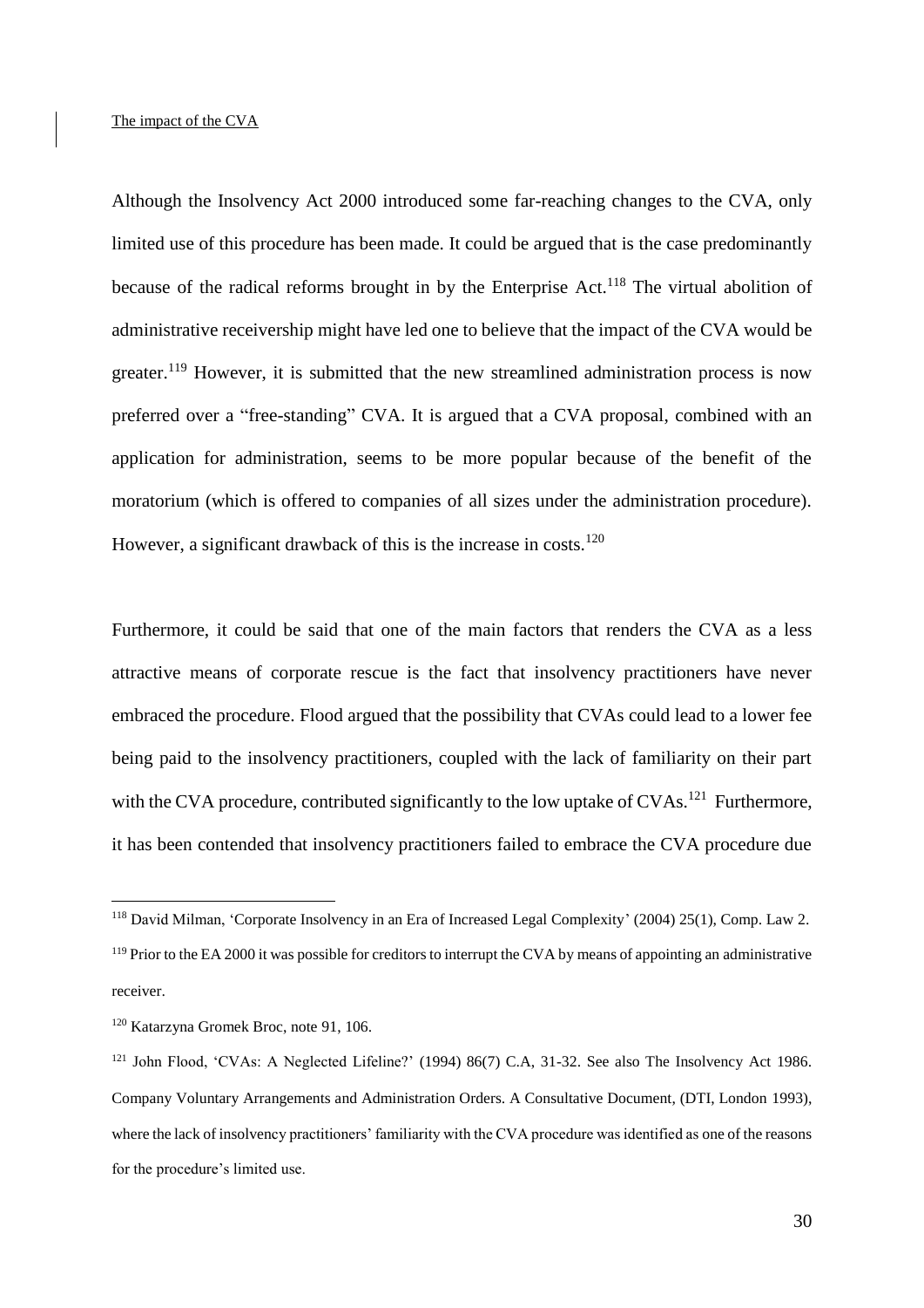The impact of the CVA

Although the Insolvency Act 2000 introduced some far-reaching changes to the CVA, only limited use of this procedure has been made. It could be argued that is the case predominantly because of the radical reforms brought in by the Enterprise Act.[118] The virtual abolition of administrative receivership might have led one to believe that the impact of the CVA would be greater.[119] However, it is submitted that the new streamlined administration process is now preferred over a "free-standing" CVA. It is argued that a CVA proposal, combined with an application for administration, seems to be more popular because of the benefit of the moratorium (which is offered to companies of all sizes under the administration procedure). However, a significant drawback of this is the increase in costs.[120]

Furthermore, it could be said that one of the main factors that renders the CVA as a less attractive means of corporate rescue is the fact that insolvency practitioners have never embraced the procedure. Flood argued that the possibility that CVAs could lead to a lower fee being paid to the insolvency practitioners, coupled with the lack of familiarity on their part with the CVA procedure, contributed significantly to the low uptake of CVAs.[121] Furthermore, it has been contended that insolvency practitioners failed to embrace the CVA procedure due

---

[118] David Milman, 'Corporate Insolvency in an Era of Increased Legal Complexity' (2004) 25(1), Comp. Law 2.

[119] Prior to the EA 2000 it was possible for creditors to interrupt the CVA by means of appointing an administrative receiver.

[120] Katarzyna Gromek Broc, note 91, 106.

[121] John Flood, 'CVAs: A Neglected Lifeline?' (1994) 86(7) C.A, 31-32. See also The Insolvency Act 1986. Company Voluntary Arrangements and Administration Orders. A Consultative Document, (DTI, London 1993), where the lack of insolvency practitioners' familiarity with the CVA procedure was identified as one of the reasons for the procedure's limited use.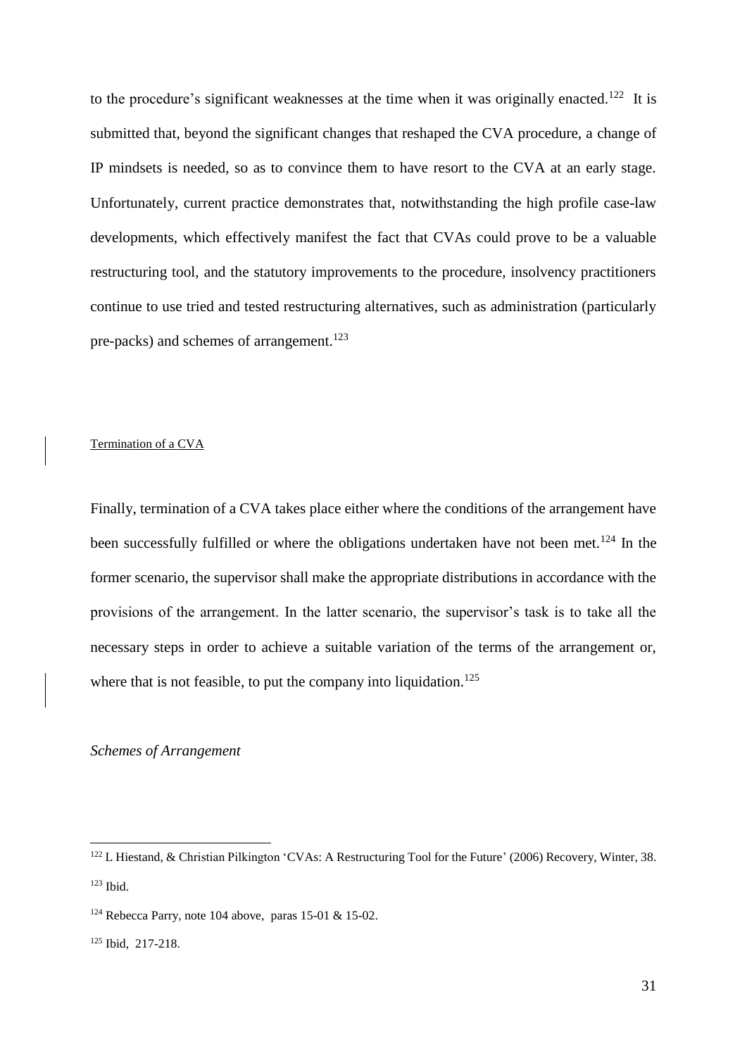to the procedure's significant weaknesses at the time when it was originally enacted.[122] It is submitted that, beyond the significant changes that reshaped the CVA procedure, a change of IP mindsets is needed, so as to convince them to have resort to the CVA at an early stage. Unfortunately, current practice demonstrates that, notwithstanding the high profile case-law developments, which effectively manifest the fact that CVAs could prove to be a valuable restructuring tool, and the statutory improvements to the procedure, insolvency practitioners continue to use tried and tested restructuring alternatives, such as administration (particularly pre-packs) and schemes of arrangement.[123]

Termination of a CVA

Finally, termination of a CVA takes place either where the conditions of the arrangement have been successfully fulfilled or where the obligations undertaken have not been met.[124] In the former scenario, the supervisor shall make the appropriate distributions in accordance with the provisions of the arrangement. In the latter scenario, the supervisor's task is to take all the necessary steps in order to achieve a suitable variation of the terms of the arrangement or, where that is not feasible, to put the company into liquidation.[125]

*Schemes of Arrangement*

---

[122] L Hiestand, & Christian Pilkington 'CVAs: A Restructuring Tool for the Future' (2006) Recovery, Winter, 38.

[123] Ibid.

[124] Rebecca Parry, note 104 above, paras 15-01 & 15-02.

[125] Ibid, 217-218.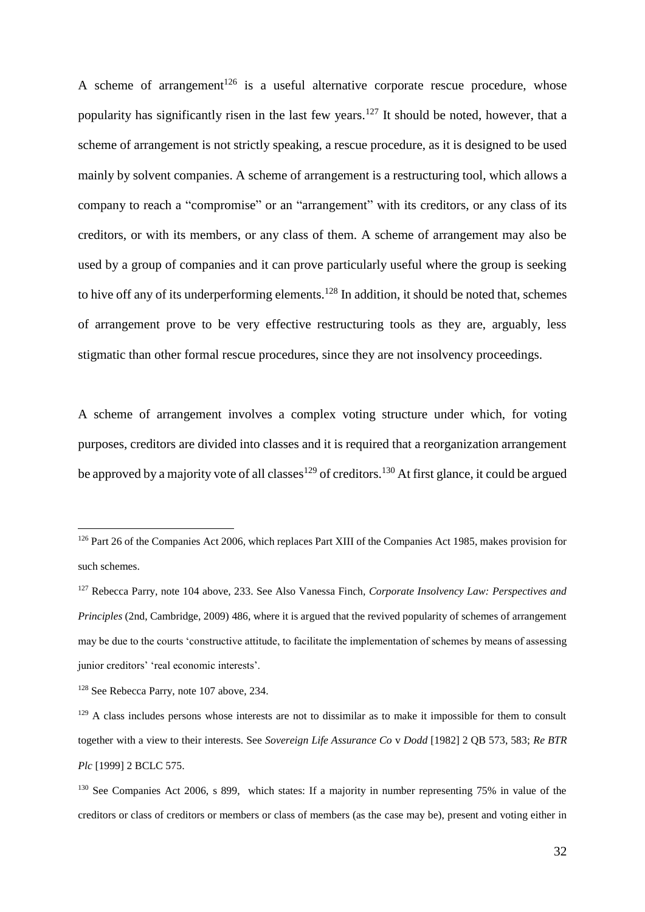A scheme of arrangement[126] is a useful alternative corporate rescue procedure, whose popularity has significantly risen in the last few years.[127] It should be noted, however, that a scheme of arrangement is not strictly speaking, a rescue procedure, as it is designed to be used mainly by solvent companies. A scheme of arrangement is a restructuring tool, which allows a company to reach a "compromise" or an "arrangement" with its creditors, or any class of its creditors, or with its members, or any class of them. A scheme of arrangement may also be used by a group of companies and it can prove particularly useful where the group is seeking to hive off any of its underperforming elements.[128] In addition, it should be noted that, schemes of arrangement prove to be very effective restructuring tools as they are, arguably, less stigmatic than other formal rescue procedures, since they are not insolvency proceedings.

A scheme of arrangement involves a complex voting structure under which, for voting purposes, creditors are divided into classes and it is required that a reorganization arrangement be approved by a majority vote of all classes[129] of creditors.[130] At first glance, it could be argued

---

[126] Part 26 of the Companies Act 2006, which replaces Part XIII of the Companies Act 1985, makes provision for such schemes.

[127] Rebecca Parry, note 104 above, 233. See Also Vanessa Finch, *Corporate Insolvency Law: Perspectives and Principles* (2nd, Cambridge, 2009) 486, where it is argued that the revived popularity of schemes of arrangement may be due to the courts 'constructive attitude, to facilitate the implementation of schemes by means of assessing junior creditors' 'real economic interests'.

[128] See Rebecca Parry, note 107 above, 234.

[129] A class includes persons whose interests are not to dissimilar as to make it impossible for them to consult together with a view to their interests. See *Sovereign Life Assurance Co* v *Dodd* [1982] 2 QB 573, 583; *Re BTR Plc* [1999] 2 BCLC 575.

[130] See Companies Act 2006, s 899, which states: If a majority in number representing 75% in value of the creditors or class of creditors or members or class of members (as the case may be), present and voting either in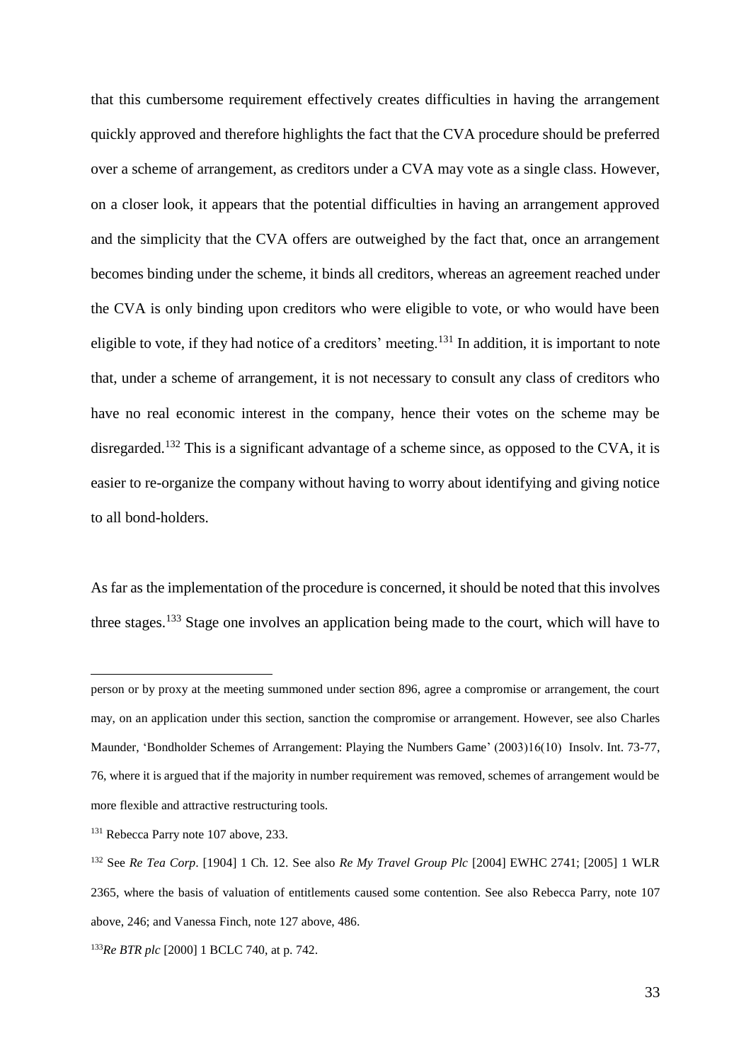that this cumbersome requirement effectively creates difficulties in having the arrangement quickly approved and therefore highlights the fact that the CVA procedure should be preferred over a scheme of arrangement, as creditors under a CVA may vote as a single class. However, on a closer look, it appears that the potential difficulties in having an arrangement approved and the simplicity that the CVA offers are outweighed by the fact that, once an arrangement becomes binding under the scheme, it binds all creditors, whereas an agreement reached under the CVA is only binding upon creditors who were eligible to vote, or who would have been eligible to vote, if they had notice of a creditors' meeting.[131] In addition, it is important to note that, under a scheme of arrangement, it is not necessary to consult any class of creditors who have no real economic interest in the company, hence their votes on the scheme may be disregarded.[132] This is a significant advantage of a scheme since, as opposed to the CVA, it is easier to re-organize the company without having to worry about identifying and giving notice to all bond-holders.

As far as the implementation of the procedure is concerned, it should be noted that this involves three stages.[133] Stage one involves an application being made to the court, which will have to

---

person or by proxy at the meeting summoned under section 896, agree a compromise or arrangement, the court may, on an application under this section, sanction the compromise or arrangement. However, see also Charles Maunder, 'Bondholder Schemes of Arrangement: Playing the Numbers Game' (2003)16(10) Insolv. Int. 73-77, 76, where it is argued that if the majority in number requirement was removed, schemes of arrangement would be more flexible and attractive restructuring tools.

[131] Rebecca Parry note 107 above, 233.

[132] See *Re Tea Corp*. [1904] 1 Ch. 12. See also *Re My Travel Group Plc* [2004] EWHC 2741; [2005] 1 WLR 2365, where the basis of valuation of entitlements caused some contention. See also Rebecca Parry, note 107 above, 246; and Vanessa Finch, note 127 above, 486.

[133] *Re BTR plc* [2000] 1 BCLC 740, at p. 742.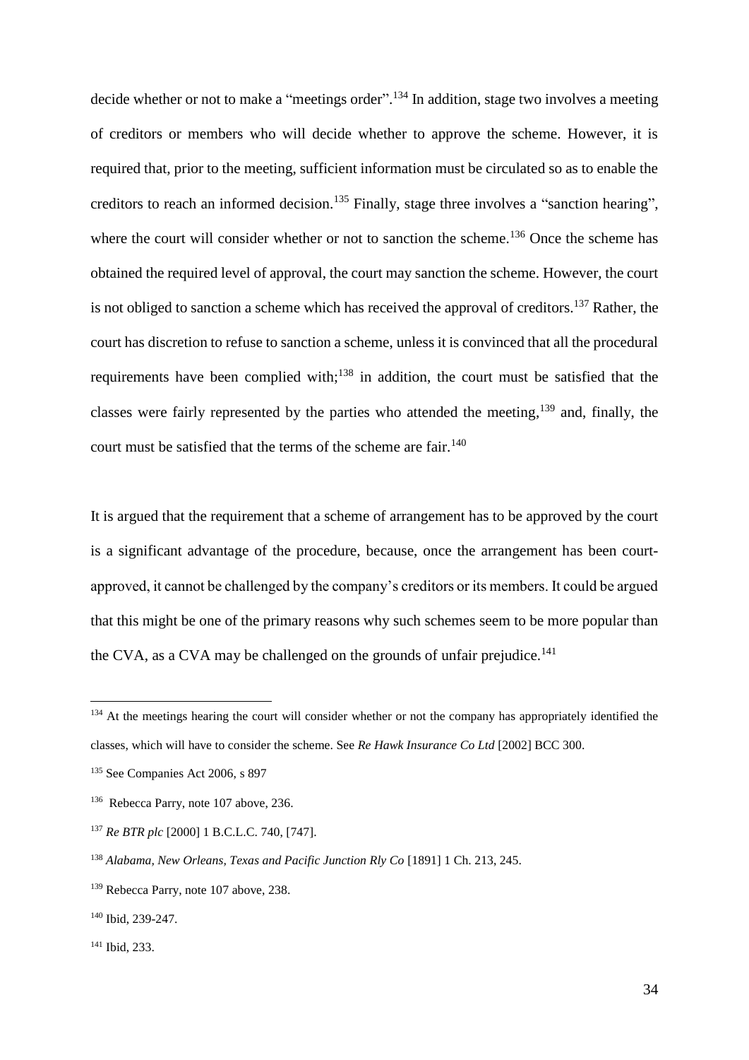decide whether or not to make a "meetings order".[134] In addition, stage two involves a meeting of creditors or members who will decide whether to approve the scheme. However, it is required that, prior to the meeting, sufficient information must be circulated so as to enable the creditors to reach an informed decision.[135] Finally, stage three involves a "sanction hearing", where the court will consider whether or not to sanction the scheme.[136] Once the scheme has obtained the required level of approval, the court may sanction the scheme. However, the court is not obliged to sanction a scheme which has received the approval of creditors.[137] Rather, the court has discretion to refuse to sanction a scheme, unless it is convinced that all the procedural requirements have been complied with;[138] in addition, the court must be satisfied that the classes were fairly represented by the parties who attended the meeting,[139] and, finally, the court must be satisfied that the terms of the scheme are fair.[140]

It is argued that the requirement that a scheme of arrangement has to be approved by the court is a significant advantage of the procedure, because, once the arrangement has been court-approved, it cannot be challenged by the company's creditors or its members. It could be argued that this might be one of the primary reasons why such schemes seem to be more popular than the CVA, as a CVA may be challenged on the grounds of unfair prejudice.[141]

---

[134] At the meetings hearing the court will consider whether or not the company has appropriately identified the classes, which will have to consider the scheme. See *Re Hawk Insurance Co Ltd* [2002] BCC 300.

[135] See Companies Act 2006, s 897

[136] Rebecca Parry, note 107 above, 236.

[137] *Re BTR plc* [2000] 1 B.C.L.C. 740, [747].

[138] *Alabama, New Orleans, Texas and Pacific Junction Rly Co* [1891] 1 Ch. 213, 245.

[139] Rebecca Parry, note 107 above, 238.

[140] Ibid, 239-247.

[141] Ibid, 233.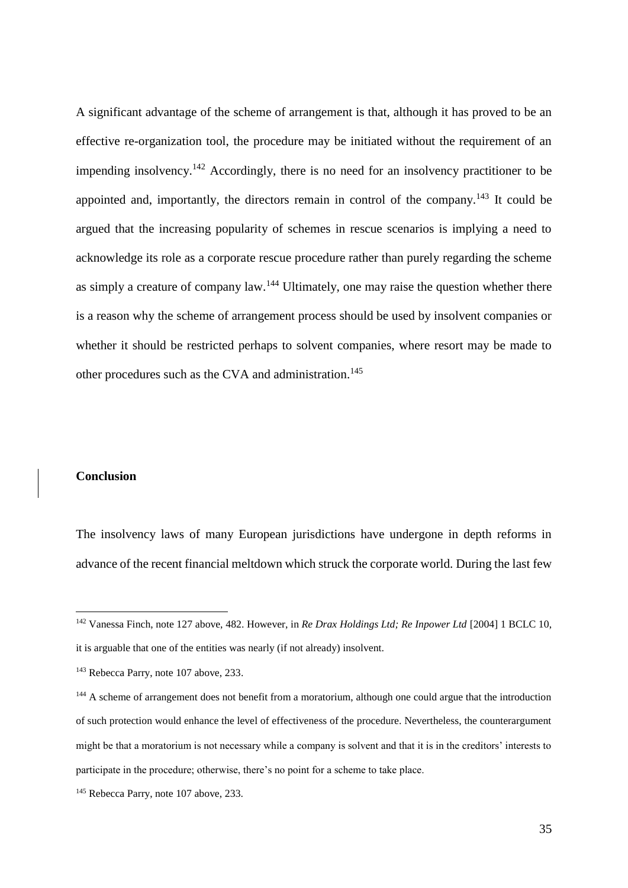A significant advantage of the scheme of arrangement is that, although it has proved to be an effective re-organization tool, the procedure may be initiated without the requirement of an impending insolvency.[142] Accordingly, there is no need for an insolvency practitioner to be appointed and, importantly, the directors remain in control of the company.[143] It could be argued that the increasing popularity of schemes in rescue scenarios is implying a need to acknowledge its role as a corporate rescue procedure rather than purely regarding the scheme as simply a creature of company law.[144] Ultimately, one may raise the question whether there is a reason why the scheme of arrangement process should be used by insolvent companies or whether it should be restricted perhaps to solvent companies, where resort may be made to other procedures such as the CVA and administration.[145]

**Conclusion**

The insolvency laws of many European jurisdictions have undergone in depth reforms in advance of the recent financial meltdown which struck the corporate world. During the last few

---

[142] Vanessa Finch, note 127 above, 482. However, in *Re Drax Holdings Ltd; Re Inpower Ltd* [2004] 1 BCLC 10, it is arguable that one of the entities was nearly (if not already) insolvent.

[143] Rebecca Parry, note 107 above, 233.

[144] A scheme of arrangement does not benefit from a moratorium, although one could argue that the introduction of such protection would enhance the level of effectiveness of the procedure. Nevertheless, the counterargument might be that a moratorium is not necessary while a company is solvent and that it is in the creditors' interests to participate in the procedure; otherwise, there's no point for a scheme to take place.

[145] Rebecca Parry, note 107 above, 233.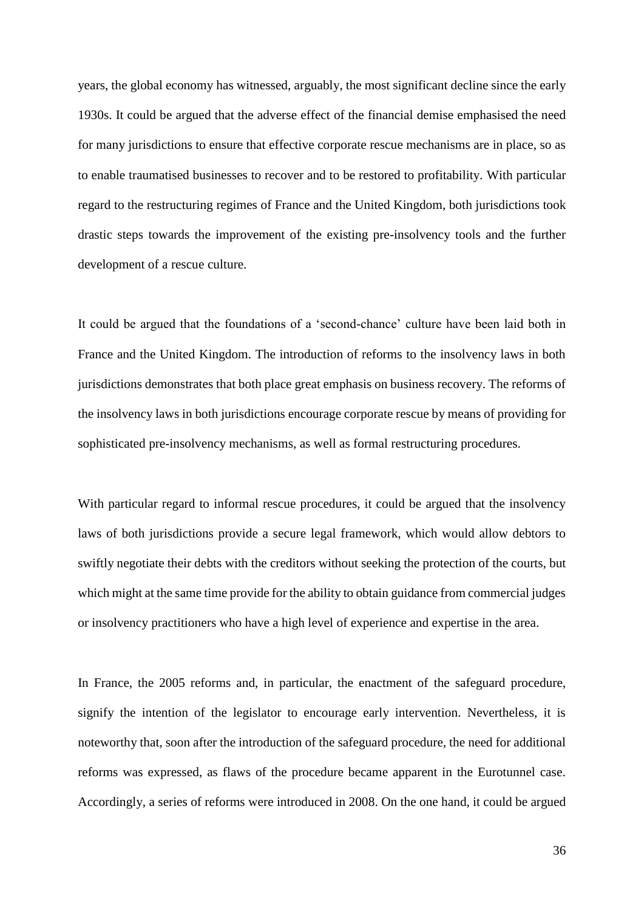years, the global economy has witnessed, arguably, the most significant decline since the early 1930s. It could be argued that the adverse effect of the financial demise emphasised the need for many jurisdictions to ensure that effective corporate rescue mechanisms are in place, so as to enable traumatised businesses to recover and to be restored to profitability. With particular regard to the restructuring regimes of France and the United Kingdom, both jurisdictions took drastic steps towards the improvement of the existing pre-insolvency tools and the further development of a rescue culture.

It could be argued that the foundations of a 'second-chance' culture have been laid both in France and the United Kingdom. The introduction of reforms to the insolvency laws in both jurisdictions demonstrates that both place great emphasis on business recovery. The reforms of the insolvency laws in both jurisdictions encourage corporate rescue by means of providing for sophisticated pre-insolvency mechanisms, as well as formal restructuring procedures.

With particular regard to informal rescue procedures, it could be argued that the insolvency laws of both jurisdictions provide a secure legal framework, which would allow debtors to swiftly negotiate their debts with the creditors without seeking the protection of the courts, but which might at the same time provide for the ability to obtain guidance from commercial judges or insolvency practitioners who have a high level of experience and expertise in the area.

In France, the 2005 reforms and, in particular, the enactment of the safeguard procedure, signify the intention of the legislator to encourage early intervention. Nevertheless, it is noteworthy that, soon after the introduction of the safeguard procedure, the need for additional reforms was expressed, as flaws of the procedure became apparent in the Eurotunnel case. Accordingly, a series of reforms were introduced in 2008. On the one hand, it could be argued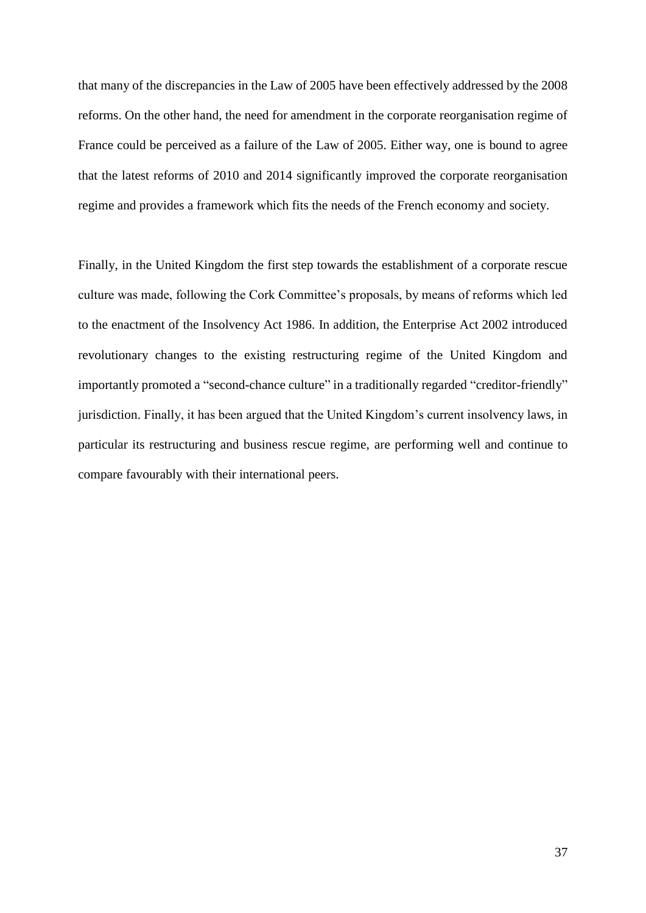that many of the discrepancies in the Law of 2005 have been effectively addressed by the 2008 reforms. On the other hand, the need for amendment in the corporate reorganisation regime of France could be perceived as a failure of the Law of 2005. Either way, one is bound to agree that the latest reforms of 2010 and 2014 significantly improved the corporate reorganisation regime and provides a framework which fits the needs of the French economy and society.

Finally, in the United Kingdom the first step towards the establishment of a corporate rescue culture was made, following the Cork Committee's proposals, by means of reforms which led to the enactment of the Insolvency Act 1986. In addition, the Enterprise Act 2002 introduced revolutionary changes to the existing restructuring regime of the United Kingdom and importantly promoted a "second-chance culture" in a traditionally regarded "creditor-friendly" jurisdiction. Finally, it has been argued that the United Kingdom's current insolvency laws, in particular its restructuring and business rescue regime, are performing well and continue to compare favourably with their international peers.